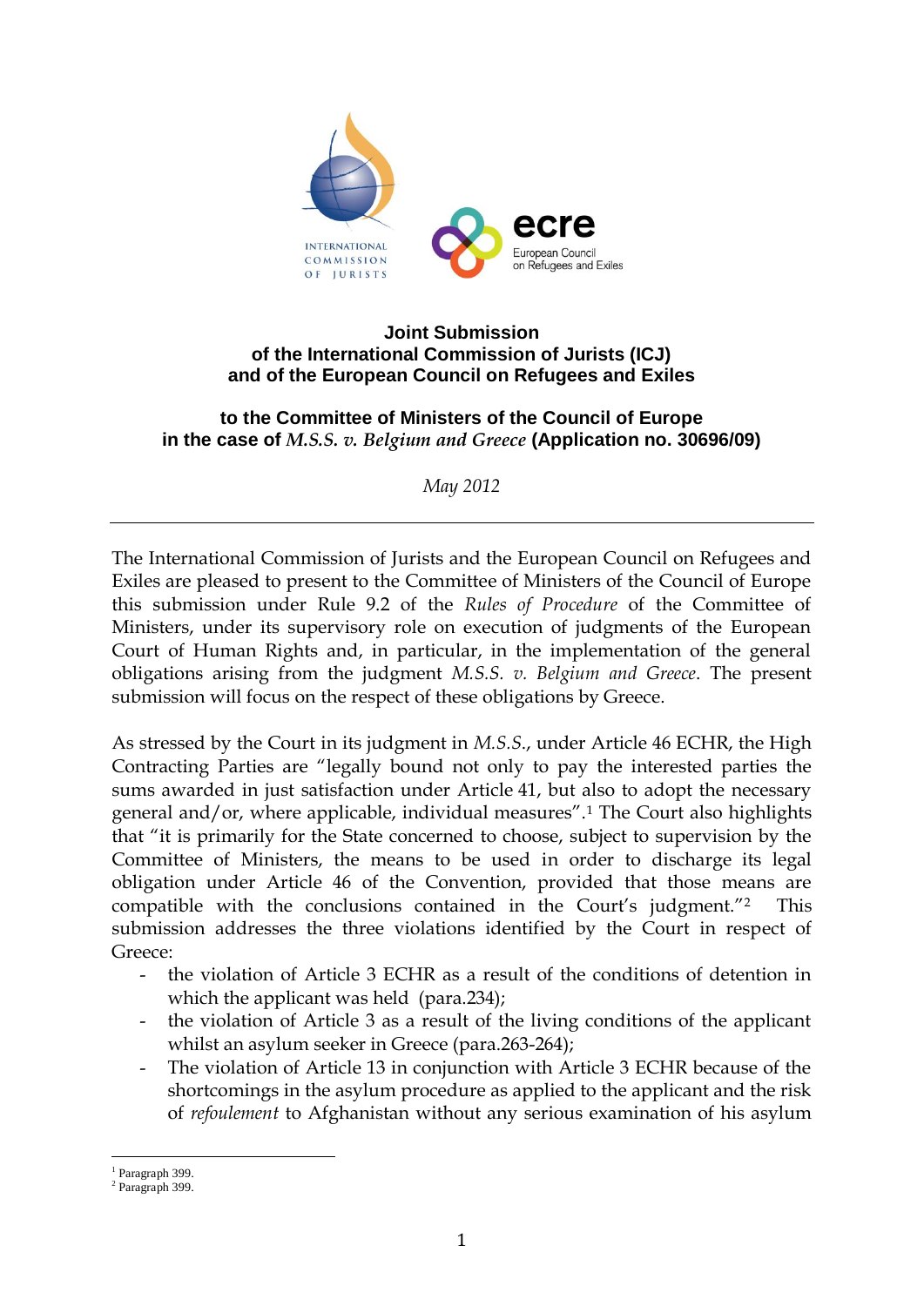INTERNATIONAL COMMISSION OF JURISTS

ecre European Council on Refugees and Exiles

**Joint Submission**
**of the International Commission of Jurists (ICJ)**
**and of the European Council on Refugees and Exiles**

**to the Committee of Ministers of the Council of Europe**
**in the case of *M.S.S. v. Belgium and Greece* (Application no. 30696/09)**

*May 2012*

---

The International Commission of Jurists and the European Council on Refugees and Exiles are pleased to present to the Committee of Ministers of the Council of Europe this submission under Rule 9.2 of the *Rules of Procedure* of the Committee of Ministers, under its supervisory role on execution of judgments of the European Court of Human Rights and, in particular, in the implementation of the general obligations arising from the judgment *M.S.S. v. Belgium and Greece*. The present submission will focus on the respect of these obligations by Greece.

As stressed by the Court in its judgment in *M.S.S.*, under Article 46 ECHR, the High Contracting Parties are "legally bound not only to pay the interested parties the sums awarded in just satisfaction under Article 41, but also to adopt the necessary general and/or, where applicable, individual measures".[1] The Court also highlights that "it is primarily for the State concerned to choose, subject to supervision by the Committee of Ministers, the means to be used in order to discharge its legal obligation under Article 46 of the Convention, provided that those means are compatible with the conclusions contained in the Court's judgment."[2] This submission addresses the three violations identified by the Court in respect of Greece:

- the violation of Article 3 ECHR as a result of the conditions of detention in which the applicant was held (para.234);
- the violation of Article 3 as a result of the living conditions of the applicant whilst an asylum seeker in Greece (para.263-264);
- The violation of Article 13 in conjunction with Article 3 ECHR because of the shortcomings in the asylum procedure as applied to the applicant and the risk of *refoulement* to Afghanistan without any serious examination of his asylum

[1] Paragraph 399.
[2] Paragraph 399.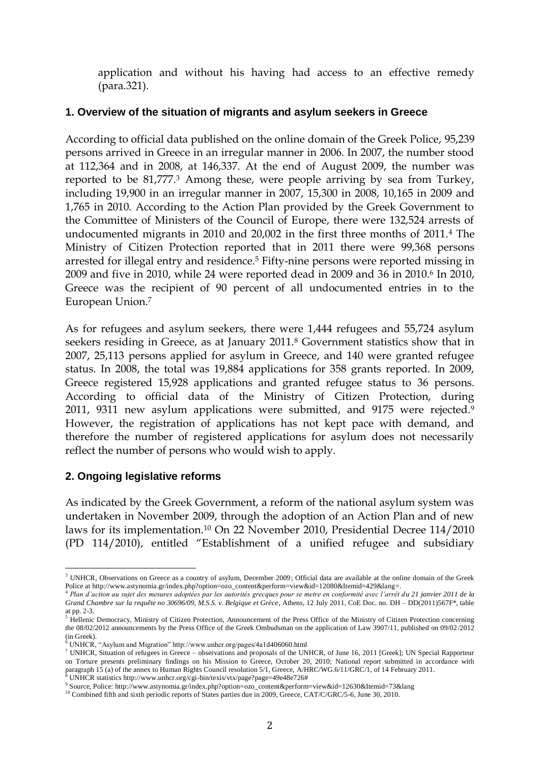application and without his having had access to an effective remedy (para.321).

### 1. Overview of the situation of migrants and asylum seekers in Greece

According to official data published on the online domain of the Greek Police, 95,239 persons arrived in Greece in an irregular manner in 2006. In 2007, the number stood at 112,364 and in 2008, at 146,337. At the end of August 2009, the number was reported to be 81,777.[3] Among these, were people arriving by sea from Turkey, including 19,900 in an irregular manner in 2007, 15,300 in 2008, 10,165 in 2009 and 1,765 in 2010. According to the Action Plan provided by the Greek Government to the Committee of Ministers of the Council of Europe, there were 132,524 arrests of undocumented migrants in 2010 and 20,002 in the first three months of 2011.[4] The Ministry of Citizen Protection reported that in 2011 there were 99,368 persons arrested for illegal entry and residence.[5] Fifty-nine persons were reported missing in 2009 and five in 2010, while 24 were reported dead in 2009 and 36 in 2010.[6] In 2010, Greece was the recipient of 90 percent of all undocumented entries in to the European Union.[7]

As for refugees and asylum seekers, there were 1,444 refugees and 55,724 asylum seekers residing in Greece, as at January 2011.[8] Government statistics show that in 2007, 25,113 persons applied for asylum in Greece, and 140 were granted refugee status. In 2008, the total was 19,884 applications for 358 grants reported. In 2009, Greece registered 15,928 applications and granted refugee status to 36 persons. According to official data of the Ministry of Citizen Protection, during 2011, 9311 new asylum applications were submitted, and 9175 were rejected.[9] However, the registration of applications has not kept pace with demand, and therefore the number of registered applications for asylum does not necessarily reflect the number of persons who would wish to apply.

### 2. Ongoing legislative reforms

As indicated by the Greek Government, a reform of the national asylum system was undertaken in November 2009, through the adoption of an Action Plan and of new laws for its implementation.[10] On 22 November 2010, Presidential Decree 114/2010 (PD 114/2010), entitled "Establishment of a unified refugee and subsidiary

---

[3] UNHCR, Observations on Greece as a country of asylum, December 2009; Official data are available at the online domain of the Greek Police at http://www.astynomia.gr/index.php?option=ozo_content&perform=view&id=12080&Itemid=429&lang=.

[4] *Plan d'action au sujet des mesures adoptées par les autorités grecques pour se metre en conformité avec l'arrêt du 21 janvier 2011 de la Grand Chambre sur la requête no 30696/09, M.S.S. v. Belgique et Grèce*, Athens, 12 July 2011, CoE Doc. no. DH – DD(2011)567F*, table at pp. 2-3.

[5] Hellenic Democracy, Ministry of Citizen Protection, Announcement of the Press Office of the Ministry of Citizen Protection concerning the 08/02/2012 announcements by the Press Office of the Greek Ombudsman on the application of Law 3907/11, published on 09/02/2012 (in Greek).

[6] UNHCR, "Asylum and Migration" http://www.unhcr.org/pages/4a1d406060.html

[7] UNHCR, Situation of refugees in Greece – observations and proposals of the UNHCR, of June 16, 2011 [Greek]; UN Special Rapporteur on Torture presents preliminary findings on his Mission to Greece, October 20, 2010; National report submitted in accordance with paragraph 15 (a) of the annex to Human Rights Council resolution 5/1, Greece, A/HRC/WG.6/11/GRC/1, of 14 February 2011.

[8] UNHCR statistics http://www.unhcr.org/cgi-bin/texis/vtx/page?page=49e48e726#

[9] Source, Police: http://www.astynomia.gr/index.php?option=ozo_content&perform=view&id=12630&Itemid=73&lang

[10] Combined fifth and sixth periodic reports of States parties due in 2009, Greece, CAT/C/GRC/5-6, June 30, 2010.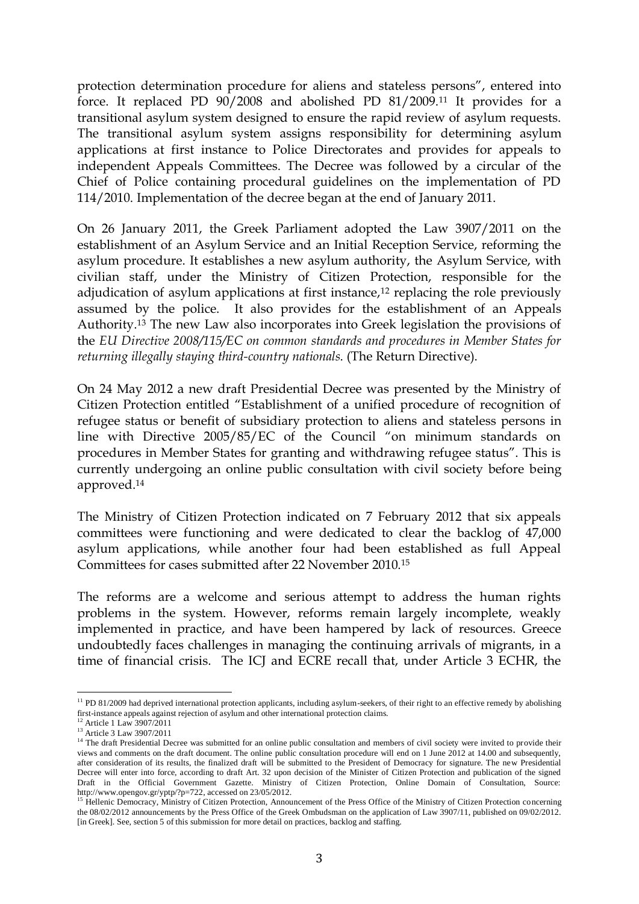protection determination procedure for aliens and stateless persons", entered into force. It replaced PD 90/2008 and abolished PD 81/2009.[11] It provides for a transitional asylum system designed to ensure the rapid review of asylum requests. The transitional asylum system assigns responsibility for determining asylum applications at first instance to Police Directorates and provides for appeals to independent Appeals Committees. The Decree was followed by a circular of the Chief of Police containing procedural guidelines on the implementation of PD 114/2010. Implementation of the decree began at the end of January 2011.

On 26 January 2011, the Greek Parliament adopted the Law 3907/2011 on the establishment of an Asylum Service and an Initial Reception Service, reforming the asylum procedure. It establishes a new asylum authority, the Asylum Service, with civilian staff, under the Ministry of Citizen Protection, responsible for the adjudication of asylum applications at first instance,[12] replacing the role previously assumed by the police. It also provides for the establishment of an Appeals Authority.[13] The new Law also incorporates into Greek legislation the provisions of the *EU Directive 2008/115/EC on common standards and procedures in Member States for returning illegally staying third-country nationals.* (The Return Directive).

On 24 May 2012 a new draft Presidential Decree was presented by the Ministry of Citizen Protection entitled "Establishment of a unified procedure of recognition of refugee status or benefit of subsidiary protection to aliens and stateless persons in line with Directive 2005/85/EC of the Council "on minimum standards on procedures in Member States for granting and withdrawing refugee status". This is currently undergoing an online public consultation with civil society before being approved.[14]

The Ministry of Citizen Protection indicated on 7 February 2012 that six appeals committees were functioning and were dedicated to clear the backlog of 47,000 asylum applications, while another four had been established as full Appeal Committees for cases submitted after 22 November 2010.[15]

The reforms are a welcome and serious attempt to address the human rights problems in the system. However, reforms remain largely incomplete, weakly implemented in practice, and have been hampered by lack of resources. Greece undoubtedly faces challenges in managing the continuing arrivals of migrants, in a time of financial crisis. The ICJ and ECRE recall that, under Article 3 ECHR, the

---

[11] PD 81/2009 had deprived international protection applicants, including asylum-seekers, of their right to an effective remedy by abolishing first-instance appeals against rejection of asylum and other international protection claims.

[12] Article 1 Law 3907/2011

[13] Article 3 Law 3907/2011

[14] The draft Presidential Decree was submitted for an online public consultation and members of civil society were invited to provide their views and comments on the draft document. The online public consultation procedure will end on 1 June 2012 at 14.00 and subsequently, after consideration of its results, the finalized draft will be submitted to the President of Democracy for signature. The new Presidential Decree will enter into force, according to draft Art. 32 upon decision of the Minister of Citizen Protection and publication of the signed Draft in the Official Government Gazette. Ministry of Citizen Protection, Online Domain of Consultation, Source: http://www.opengov.gr/yptp/?p=722, accessed on 23/05/2012.

[15] Hellenic Democracy, Ministry of Citizen Protection, Announcement of the Press Office of the Ministry of Citizen Protection concerning the 08/02/2012 announcements by the Press Office of the Greek Ombudsman on the application of Law 3907/11, published on 09/02/2012. [in Greek]. See, section 5 of this submission for more detail on practices, backlog and staffing.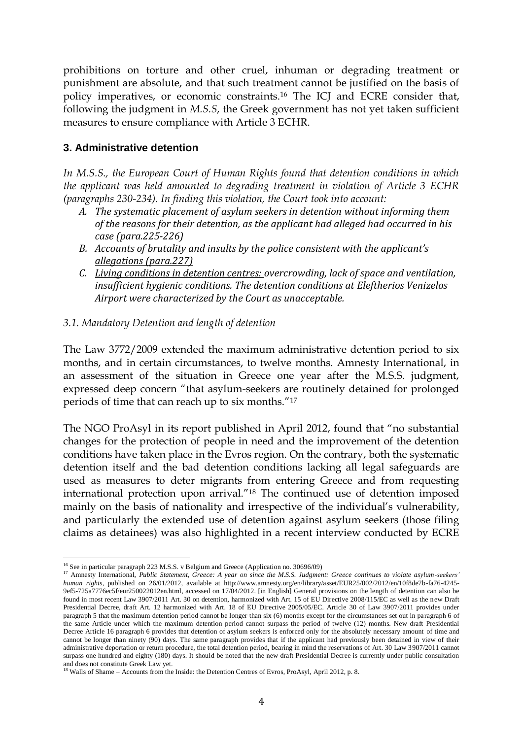prohibitions on torture and other cruel, inhuman or degrading treatment or punishment are absolute, and that such treatment cannot be justified on the basis of policy imperatives, or economic constraints.[16] The ICJ and ECRE consider that, following the judgment in *M.S.S*, the Greek government has not yet taken sufficient measures to ensure compliance with Article 3 ECHR.

### 3. Administrative detention

*In M.S.S., the European Court of Human Rights found that detention conditions in which the applicant was held amounted to degrading treatment in violation of Article 3 ECHR (paragraphs 230-234). In finding this violation, the Court took into account:*

A. *<u>The systematic placement of asylum seekers in detention</u> without informing them of the reasons for their detention, as the applicant had alleged had occurred in his case (para.225-226)*
B. *<u>Accounts of brutality and insults by the police consistent with the applicant's allegations (para.227)</u>*
C. *<u>Living conditions in detention centres:</u> overcrowding, lack of space and ventilation, insufficient hygienic conditions. The detention conditions at Eleftherios Venizelos Airport were characterized by the Court as unacceptable.*

#### *3.1. Mandatory Detention and length of detention*

The Law 3772/2009 extended the maximum administrative detention period to six months, and in certain circumstances, to twelve months. Amnesty International, in an assessment of the situation in Greece one year after the M.S.S. judgment, expressed deep concern "that asylum-seekers are routinely detained for prolonged periods of time that can reach up to six months."[17]

The NGO ProAsyl in its report published in April 2012, found that "no substantial changes for the protection of people in need and the improvement of the detention conditions have taken place in the Evros region. On the contrary, both the systematic detention itself and the bad detention conditions lacking all legal safeguards are used as measures to deter migrants from entering Greece and from requesting international protection upon arrival."[18] The continued use of detention imposed mainly on the basis of nationality and irrespective of the individual's vulnerability, and particularly the extended use of detention against asylum seekers (those filing claims as detainees) was also highlighted in a recent interview conducted by ECRE

---

[16] See in particular paragraph 223 M.S.S. v Belgium and Greece (Application no. 30696/09)

[17] Amnesty International, *Public Statement, Greece: A year on since the M.S.S. Judgment: Greece continues to violate asylum-seekers' human rights*, published on 26/01/2012, available at http://www.amnesty.org/en/library/asset/EUR25/002/2012/en/10f8de7b-fa76-4245-9ef5-725a7776ec5f/eur250022012en.html, accessed on 17/04/2012. [in English] General provisions on the length of detention can also be found in most recent Law 3907/2011 Art. 30 on detention, harmonized with Art. 15 of EU Directive 2008/115/EC as well as the new Draft Presidential Decree, draft Art. 12 harmonized with Art. 18 of EU Directive 2005/05/EC. Article 30 of Law 3907/2011 provides under paragraph 5 that the maximum detention period cannot be longer than six (6) months except for the circumstances set out in paragraph 6 of the same Article under which the maximum detention period cannot surpass the period of twelve (12) months. New draft Presidential Decree Article 16 paragraph 6 provides that detention of asylum seekers is enforced only for the absolutely necessary amount of time and cannot be longer than ninety (90) days. The same paragraph provides that if the applicant had previously been detained in view of their administrative deportation or return procedure, the total detention period, bearing in mind the reservations of Art. 30 Law 3907/2011 cannot surpass one hundred and eighty (180) days. It should be noted that the new draft Presidential Decree is currently under public consultation and does not constitute Greek Law yet.

[18] Walls of Shame – Accounts from the Inside: the Detention Centres of Evros, ProAsyl, April 2012, p. 8.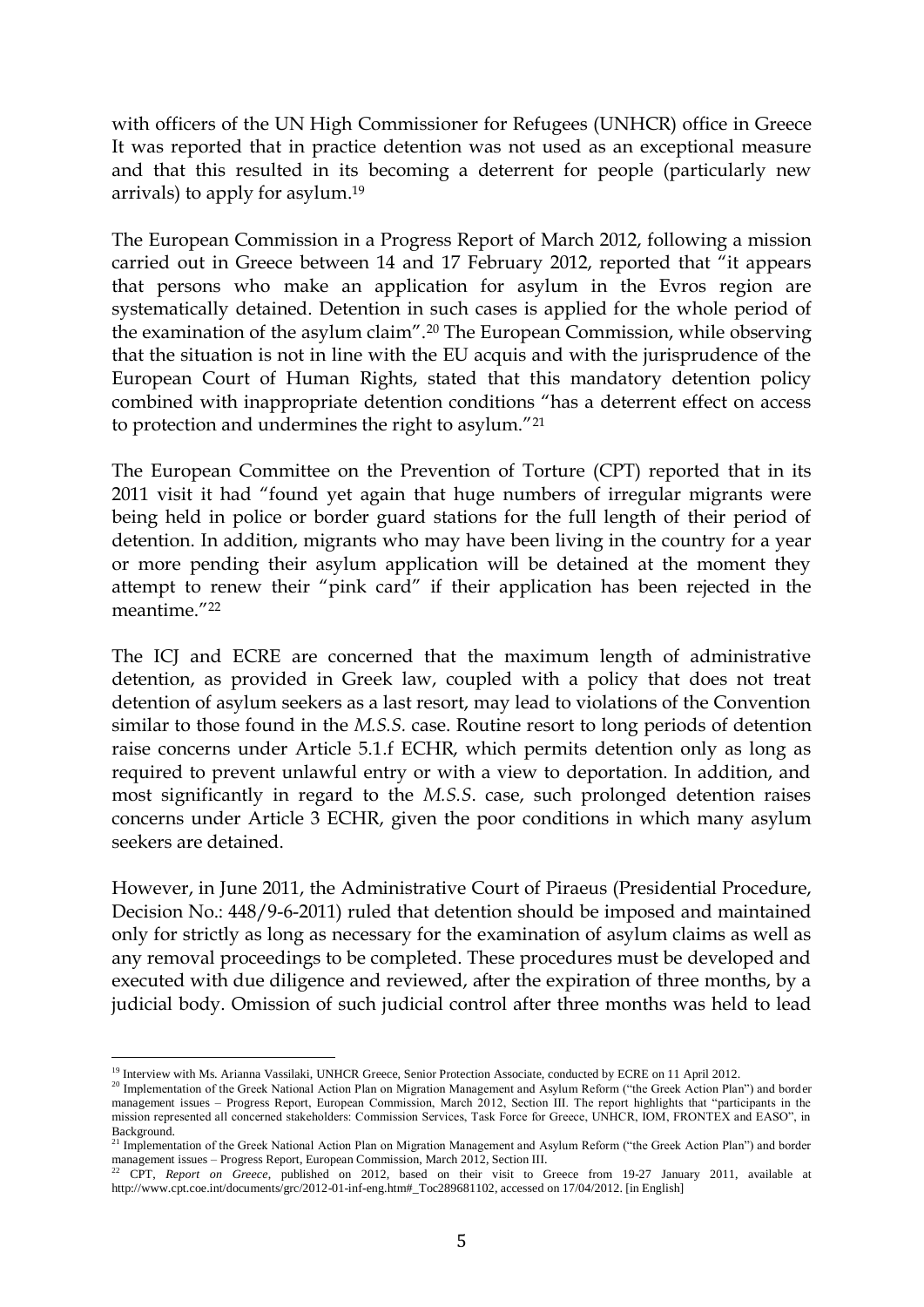with officers of the UN High Commissioner for Refugees (UNHCR) office in Greece It was reported that in practice detention was not used as an exceptional measure and that this resulted in its becoming a deterrent for people (particularly new arrivals) to apply for asylum.[19]

The European Commission in a Progress Report of March 2012, following a mission carried out in Greece between 14 and 17 February 2012, reported that "it appears that persons who make an application for asylum in the Evros region are systematically detained. Detention in such cases is applied for the whole period of the examination of the asylum claim".[20] The European Commission, while observing that the situation is not in line with the EU acquis and with the jurisprudence of the European Court of Human Rights, stated that this mandatory detention policy combined with inappropriate detention conditions "has a deterrent effect on access to protection and undermines the right to asylum."[21]

The European Committee on the Prevention of Torture (CPT) reported that in its 2011 visit it had "found yet again that huge numbers of irregular migrants were being held in police or border guard stations for the full length of their period of detention. In addition, migrants who may have been living in the country for a year or more pending their asylum application will be detained at the moment they attempt to renew their "pink card" if their application has been rejected in the meantime."[22]

The ICJ and ECRE are concerned that the maximum length of administrative detention, as provided in Greek law, coupled with a policy that does not treat detention of asylum seekers as a last resort, may lead to violations of the Convention similar to those found in the *M.S.S.* case. Routine resort to long periods of detention raise concerns under Article 5.1.f ECHR, which permits detention only as long as required to prevent unlawful entry or with a view to deportation. In addition, and most significantly in regard to the *M.S.S*. case, such prolonged detention raises concerns under Article 3 ECHR, given the poor conditions in which many asylum seekers are detained.

However, in June 2011, the Administrative Court of Piraeus (Presidential Procedure, Decision No.: 448/9-6-2011) ruled that detention should be imposed and maintained only for strictly as long as necessary for the examination of asylum claims as well as any removal proceedings to be completed. These procedures must be developed and executed with due diligence and reviewed, after the expiration of three months, by a judicial body. Omission of such judicial control after three months was held to lead

---

[19] Interview with Ms. Arianna Vassilaki, UNHCR Greece, Senior Protection Associate, conducted by ECRE on 11 April 2012.

[20] Implementation of the Greek National Action Plan on Migration Management and Asylum Reform ("the Greek Action Plan") and border management issues – Progress Report, European Commission, March 2012, Section III. The report highlights that "participants in the mission represented all concerned stakeholders: Commission Services, Task Force for Greece, UNHCR, IOM, FRONTEX and EASO", in Background.

[21] Implementation of the Greek National Action Plan on Migration Management and Asylum Reform ("the Greek Action Plan") and border management issues – Progress Report, European Commission, March 2012, Section III.

[22] CPT, *Report on Greece*, published on 2012, based on their visit to Greece from 19-27 January 2011, available at http://www.cpt.coe.int/documents/grc/2012-01-inf-eng.htm#_Toc289681102, accessed on 17/04/2012. [in English]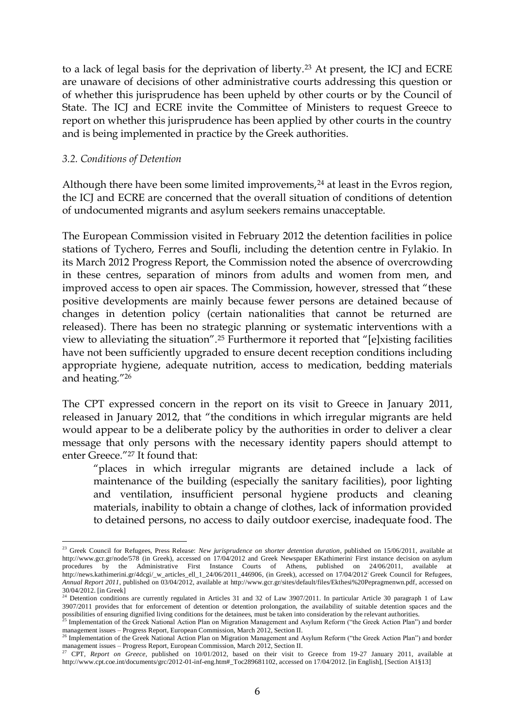to a lack of legal basis for the deprivation of liberty.[23] At present, the ICJ and ECRE are unaware of decisions of other administrative courts addressing this question or of whether this jurisprudence has been upheld by other courts or by the Council of State. The ICJ and ECRE invite the Committee of Ministers to request Greece to report on whether this jurisprudence has been applied by other courts in the country and is being implemented in practice by the Greek authorities.

### *3.2. Conditions of Detention*

Although there have been some limited improvements,[24] at least in the Evros region, the ICJ and ECRE are concerned that the overall situation of conditions of detention of undocumented migrants and asylum seekers remains unacceptable.

The European Commission visited in February 2012 the detention facilities in police stations of Tychero, Ferres and Soufli, including the detention centre in Fylakio. In its March 2012 Progress Report, the Commission noted the absence of overcrowding in these centres, separation of minors from adults and women from men, and improved access to open air spaces. The Commission, however, stressed that "these positive developments are mainly because fewer persons are detained because of changes in detention policy (certain nationalities that cannot be returned are released). There has been no strategic planning or systematic interventions with a view to alleviating the situation".[25] Furthermore it reported that "[e]xisting facilities have not been sufficiently upgraded to ensure decent reception conditions including appropriate hygiene, adequate nutrition, access to medication, bedding materials and heating."[26]

The CPT expressed concern in the report on its visit to Greece in January 2011, released in January 2012, that "the conditions in which irregular migrants are held would appear to be a deliberate policy by the authorities in order to deliver a clear message that only persons with the necessary identity papers should attempt to enter Greece."[27] It found that:

> "places in which irregular migrants are detained include a lack of maintenance of the building (especially the sanitary facilities), poor lighting and ventilation, insufficient personal hygiene products and cleaning materials, inability to obtain a change of clothes, lack of information provided to detained persons, no access to daily outdoor exercise, inadequate food. The

---

[23] Greek Council for Refugees, Press Release: *New jurisprudence on shorter detention duration*, published on 15/06/2011, available at http://www.gcr.gr/node/578 (in Greek), accessed on 17/04/2012 and Greek Newspaper EKathimerini: First instance decision on asylum procedures by the Administrative First Instance Courts of Athens, published on 24/06/2011, available at http://news.kathimerini.gr/4dcgi/_w_articles_ell_1_24/06/2011_446906, (in Greek), accessed on 17/04/2012; Greek Council for Refugees, *Annual Report 2011*, published on 03/04/2012, available at http://www.gcr.gr/sites/default/files/Ekthesi%20Pepragmenwn.pdf, accessed on 30/04/2012. [in Greek]

[24] Detention conditions are currently regulated in Articles 31 and 32 of Law 3907/2011. In particular Article 30 paragraph 1 of Law 3907/2011 provides that for enforcement of detention or detention prolongation, the availability of suitable detention spaces and the possibilities of ensuring dignified living conditions for the detainees, must be taken into consideration by the relevant authorities.

[25] Implementation of the Greek National Action Plan on Migration Management and Asylum Reform ("the Greek Action Plan") and border management issues – Progress Report, European Commission, March 2012, Section II.

[26] Implementation of the Greek National Action Plan on Migration Management and Asylum Reform ("the Greek Action Plan") and border management issues – Progress Report, European Commission, March 2012, Section II.

[27] CPT, *Report on Greece*, published on 10/01/2012, based on their visit to Greece from 19-27 January 2011, available at http://www.cpt.coe.int/documents/grc/2012-01-inf-eng.htm#_Toc289681102, accessed on 17/04/2012. [in English], [Section A1§13]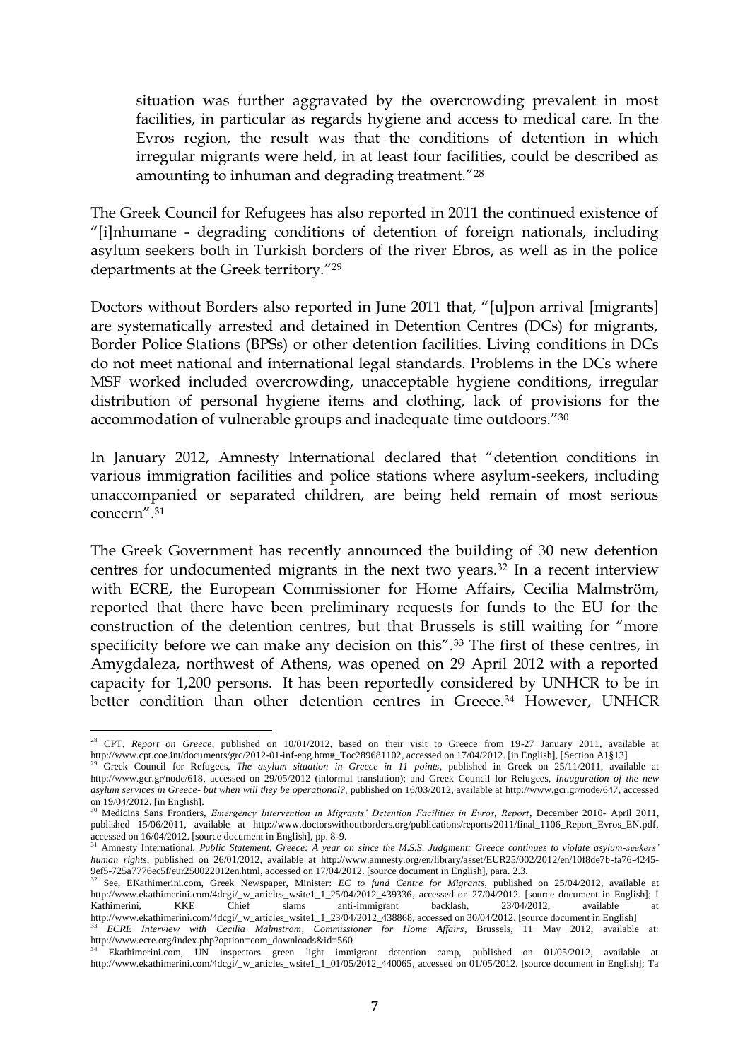situation was further aggravated by the overcrowding prevalent in most facilities, in particular as regards hygiene and access to medical care. In the Evros region, the result was that the conditions of detention in which irregular migrants were held, in at least four facilities, could be described as amounting to inhuman and degrading treatment."[28]

The Greek Council for Refugees has also reported in 2011 the continued existence of "[i]nhumane - degrading conditions of detention of foreign nationals, including asylum seekers both in Turkish borders of the river Ebros, as well as in the police departments at the Greek territory."[29]

Doctors without Borders also reported in June 2011 that, "[u]pon arrival [migrants] are systematically arrested and detained in Detention Centres (DCs) for migrants, Border Police Stations (BPSs) or other detention facilities. Living conditions in DCs do not meet national and international legal standards. Problems in the DCs where MSF worked included overcrowding, unacceptable hygiene conditions, irregular distribution of personal hygiene items and clothing, lack of provisions for the accommodation of vulnerable groups and inadequate time outdoors."[30]

In January 2012, Amnesty International declared that "detention conditions in various immigration facilities and police stations where asylum-seekers, including unaccompanied or separated children, are being held remain of most serious concern".[31]

The Greek Government has recently announced the building of 30 new detention centres for undocumented migrants in the next two years.[32] In a recent interview with ECRE, the European Commissioner for Home Affairs, Cecilia Malmström, reported that there have been preliminary requests for funds to the EU for the construction of the detention centres, but that Brussels is still waiting for "more specificity before we can make any decision on this".[33] The first of these centres, in Amygdaleza, northwest of Athens, was opened on 29 April 2012 with a reported capacity for 1,200 persons. It has been reportedly considered by UNHCR to be in better condition than other detention centres in Greece.[34] However, UNHCR

---

[28] CPT, *Report on Greece*, published on 10/01/2012, based on their visit to Greece from 19-27 January 2011, available at http://www.cpt.coe.int/documents/grc/2012-01-inf-eng.htm#_Toc289681102, accessed on 17/04/2012. [in English], [Section A1§13]

[29] Greek Council for Refugees, *The asylum situation in Greece in 11 points*, published in Greek on 25/11/2011, available at http://www.gcr.gr/node/618, accessed on 29/05/2012 (informal translation); and Greek Council for Refugees, *Inauguration of the new asylum services in Greece- but when will they be operational?*, published on 16/03/2012, available at http://www.gcr.gr/node/647, accessed on 19/04/2012. [in English].

[30] Medicins Sans Frontiers, *Emergency Intervention in Migrants' Detention Facilities in Evros, Report*, December 2010- April 2011, published 15/06/2011, available at http://www.doctorswithoutborders.org/publications/reports/2011/final_1106_Report_Evros_EN.pdf, accessed on 16/04/2012. [source document in English], pp. 8-9.

[31] Amnesty International, *Public Statement, Greece: A year on since the M.S.S. Judgment: Greece continues to violate asylum-seekers' human rights*, published on 26/01/2012, available at http://www.amnesty.org/en/library/asset/EUR25/002/2012/en/10f8de7b-fa76-4245-9ef5-725a7776ec5f/eur250022012en.html, accessed on 17/04/2012. [source document in English], para. 2.3.

[32] See, EKathimerini.com, Greek Newspaper, Minister: *EC to fund Centre for Migrants*, published on 25/04/2012, available at http://www.ekathimerini.com/4dcgi/_w_articles_wsite1_1_25/04/2012_439336, accessed on 27/04/2012. [source document in English]; I Kathimerini, KKE Chief slams anti-immigrant backlash, 23/04/2012, available at http://www.ekathimerini.com/4dcgi/_w_articles_wsite1_1_23/04/2012_438868, accessed on 30/04/2012. [source document in English]

[33] *ECRE Interview with Cecilia Malmström, Commissioner for Home Affairs*, Brussels, 11 May 2012, available at: http://www.ecre.org/index.php?option=com_downloads&id=560

[34] Ekathimerini.com, UN inspectors green light immigrant detention camp, published on 01/05/2012, available at http://www.ekathimerini.com/4dcgi/_w_articles_wsite1_1_01/05/2012_440065, accessed on 01/05/2012. [source document in English]; Ta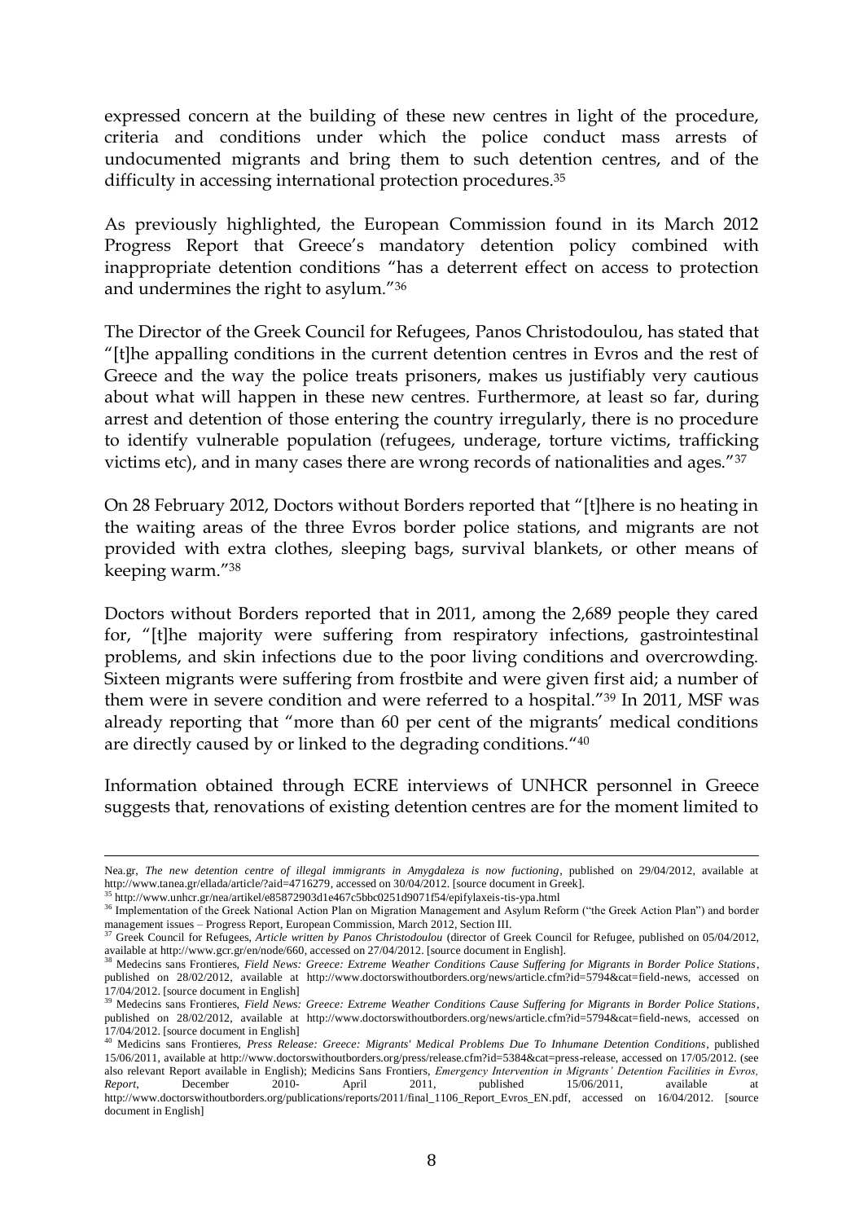expressed concern at the building of these new centres in light of the procedure, criteria and conditions under which the police conduct mass arrests of undocumented migrants and bring them to such detention centres, and of the difficulty in accessing international protection procedures.[35]

As previously highlighted, the European Commission found in its March 2012 Progress Report that Greece's mandatory detention policy combined with inappropriate detention conditions "has a deterrent effect on access to protection and undermines the right to asylum."[36]

The Director of the Greek Council for Refugees, Panos Christodoulou, has stated that "[t]he appalling conditions in the current detention centres in Evros and the rest of Greece and the way the police treats prisoners, makes us justifiably very cautious about what will happen in these new centres. Furthermore, at least so far, during arrest and detention of those entering the country irregularly, there is no procedure to identify vulnerable population (refugees, underage, torture victims, trafficking victims etc), and in many cases there are wrong records of nationalities and ages."[37]

On 28 February 2012, Doctors without Borders reported that "[t]here is no heating in the waiting areas of the three Evros border police stations, and migrants are not provided with extra clothes, sleeping bags, survival blankets, or other means of keeping warm."[38]

Doctors without Borders reported that in 2011, among the 2,689 people they cared for, "[t]he majority were suffering from respiratory infections, gastrointestinal problems, and skin infections due to the poor living conditions and overcrowding. Sixteen migrants were suffering from frostbite and were given first aid; a number of them were in severe condition and were referred to a hospital."[39] In 2011, MSF was already reporting that "more than 60 per cent of the migrants' medical conditions are directly caused by or linked to the degrading conditions."[40]

Information obtained through ECRE interviews of UNHCR personnel in Greece suggests that, renovations of existing detention centres are for the moment limited to

---

Nea.gr, *The new detention centre of illegal immigrants in Amygdaleza is now fuctioning*, published on 29/04/2012, available at http://www.tanea.gr/ellada/article/?aid=4716279, accessed on 30/04/2012. [source document in Greek].

[35] http://www.unhcr.gr/nea/artikel/e85872903d1e467c5bbc0251d9071f54/epifylaxeis-tis-ypa.html

[36] Implementation of the Greek National Action Plan on Migration Management and Asylum Reform ("the Greek Action Plan") and border management issues – Progress Report, European Commission, March 2012, Section III.

[37] Greek Council for Refugees, *Article written by Panos Christodoulou* (director of Greek Council for Refugee, published on 05/04/2012, available at http://www.gcr.gr/en/node/660, accessed on 27/04/2012. [source document in English].

[38] Medecins sans Frontieres, *Field News: Greece: Extreme Weather Conditions Cause Suffering for Migrants in Border Police Stations*, published on 28/02/2012, available at http://www.doctorswithoutborders.org/news/article.cfm?id=5794&cat=field-news, accessed on 17/04/2012. [source document in English]

[39] Medecins sans Frontieres, *Field News: Greece: Extreme Weather Conditions Cause Suffering for Migrants in Border Police Stations*, published on 28/02/2012, available at http://www.doctorswithoutborders.org/news/article.cfm?id=5794&cat=field-news, accessed on 17/04/2012. [source document in English]

[40] Medicins sans Frontieres, *Press Release: Greece: Migrants' Medical Problems Due To Inhumane Detention Conditions*, published 15/06/2011, available at http://www.doctorswithoutborders.org/press/release.cfm?id=5384&cat=press-release, accessed on 17/05/2012. (see also relevant Report available in English); Medicins Sans Frontiers, *Emergency Intervention in Migrants' Detention Facilities in Evros, Report*, December 2010- April 2011, published 15/06/2011, available at http://www.doctorswithoutborders.org/publications/reports/2011/final_1106_Report_Evros_EN.pdf, accessed on 16/04/2012. [source document in English]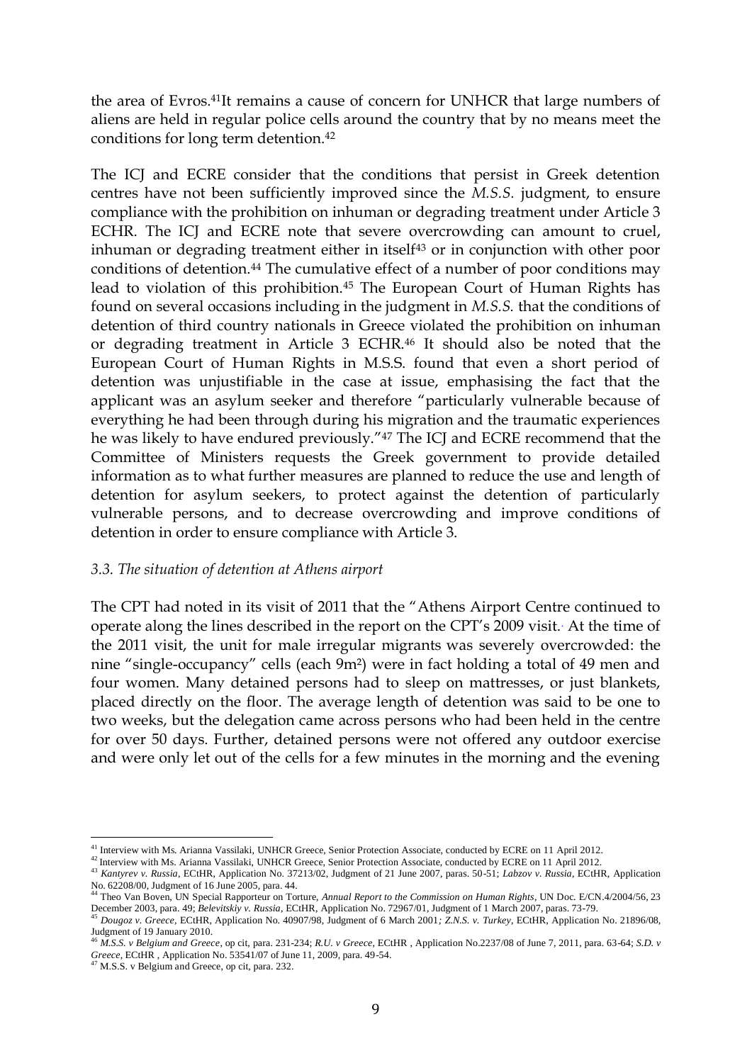the area of Evros.[41]It remains a cause of concern for UNHCR that large numbers of aliens are held in regular police cells around the country that by no means meet the conditions for long term detention.[42]

The ICJ and ECRE consider that the conditions that persist in Greek detention centres have not been sufficiently improved since the *M.S.S.* judgment, to ensure compliance with the prohibition on inhuman or degrading treatment under Article 3 ECHR. The ICJ and ECRE note that severe overcrowding can amount to cruel, inhuman or degrading treatment either in itself[43] or in conjunction with other poor conditions of detention.[44] The cumulative effect of a number of poor conditions may lead to violation of this prohibition.[45] The European Court of Human Rights has found on several occasions including in the judgment in *M.S.S.* that the conditions of detention of third country nationals in Greece violated the prohibition on inhuman or degrading treatment in Article 3 ECHR.[46] It should also be noted that the European Court of Human Rights in M.S.S. found that even a short period of detention was unjustifiable in the case at issue, emphasising the fact that the applicant was an asylum seeker and therefore "particularly vulnerable because of everything he had been through during his migration and the traumatic experiences he was likely to have endured previously."[47] The ICJ and ECRE recommend that the Committee of Ministers requests the Greek government to provide detailed information as to what further measures are planned to reduce the use and length of detention for asylum seekers, to protect against the detention of particularly vulnerable persons, and to decrease overcrowding and improve conditions of detention in order to ensure compliance with Article 3.

### *3.3. The situation of detention at Athens airport*

The CPT had noted in its visit of 2011 that the "Athens Airport Centre continued to operate along the lines described in the report on the CPT's 2009 visit.. At the time of the 2011 visit, the unit for male irregular migrants was severely overcrowded: the nine "single-occupancy" cells (each 9m²) were in fact holding a total of 49 men and four women. Many detained persons had to sleep on mattresses, or just blankets, placed directly on the floor. The average length of detention was said to be one to two weeks, but the delegation came across persons who had been held in the centre for over 50 days. Further, detained persons were not offered any outdoor exercise and were only let out of the cells for a few minutes in the morning and the evening

---

[41] Interview with Ms. Arianna Vassilaki, UNHCR Greece, Senior Protection Associate, conducted by ECRE on 11 April 2012.

[42] Interview with Ms. Arianna Vassilaki, UNHCR Greece, Senior Protection Associate, conducted by ECRE on 11 April 2012.

[43] *Kantyrev v. Russia*, ECtHR, Application No. 37213/02, Judgment of 21 June 2007, paras. 50-51; *Labzov v. Russia*, ECtHR, Application No. 62208/00, Judgment of 16 June 2005, para. 44.

[44] Theo Van Boven, UN Special Rapporteur on Torture, *Annual Report to the Commission on Human Rights*, UN Doc. E/CN.4/2004/56, 23 December 2003, para. 49; *Belevitskiy v. Russia*, ECtHR, Application No. 72967/01, Judgment of 1 March 2007, paras. 73-79.

[45] *Dougoz v. Greece*, ECtHR, Application No. 40907/98, Judgment of 6 March 2001; *Z.N.S. v. Turkey*, ECtHR, Application No. 21896/08, Judgment of 19 January 2010.

[46] *M.S.S. v Belgium and Greece*, op cit, para. 231-234; *R.U. v Greece*, ECtHR , Application No.2237/08 of June 7, 2011, para. 63-64; *S.D. v Greece*, ECtHR , Application No. 53541/07 of June 11, 2009, para. 49-54.

[47] M.S.S. v Belgium and Greece, op cit, para. 232.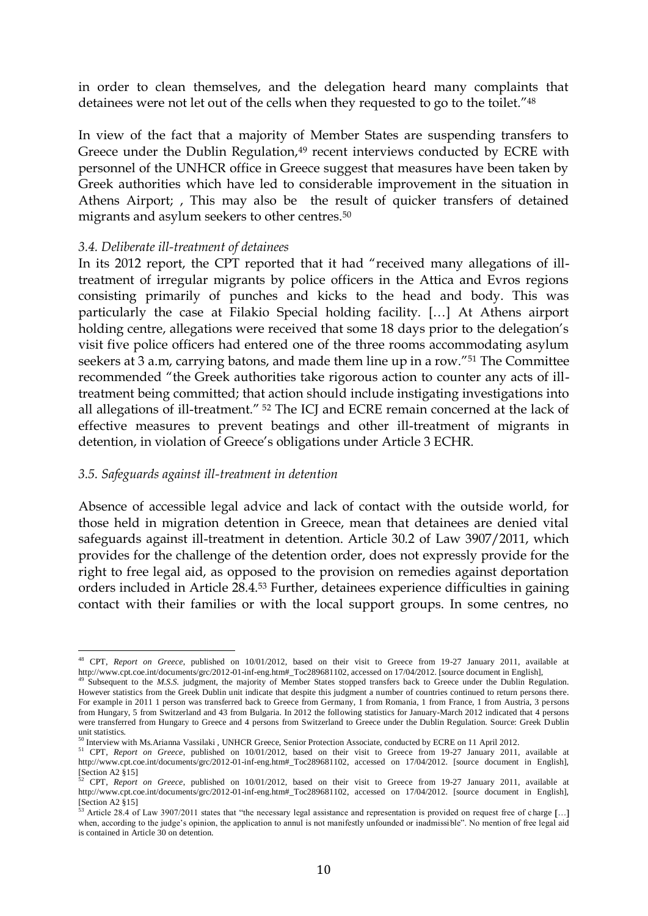in order to clean themselves, and the delegation heard many complaints that detainees were not let out of the cells when they requested to go to the toilet."[48]

In view of the fact that a majority of Member States are suspending transfers to Greece under the Dublin Regulation,[49] recent interviews conducted by ECRE with personnel of the UNHCR office in Greece suggest that measures have been taken by Greek authorities which have led to considerable improvement in the situation in Athens Airport; , This may also be the result of quicker transfers of detained migrants and asylum seekers to other centres.[50]

### *3.4. Deliberate ill-treatment of detainees*

In its 2012 report, the CPT reported that it had "received many allegations of ill-treatment of irregular migrants by police officers in the Attica and Evros regions consisting primarily of punches and kicks to the head and body. This was particularly the case at Filakio Special holding facility. […] At Athens airport holding centre, allegations were received that some 18 days prior to the delegation's visit five police officers had entered one of the three rooms accommodating asylum seekers at 3 a.m, carrying batons, and made them line up in a row."[51] The Committee recommended "the Greek authorities take rigorous action to counter any acts of ill-treatment being committed; that action should include instigating investigations into all allegations of ill-treatment." [52] The ICJ and ECRE remain concerned at the lack of effective measures to prevent beatings and other ill-treatment of migrants in detention, in violation of Greece's obligations under Article 3 ECHR.

### *3.5. Safeguards against ill-treatment in detention*

Absence of accessible legal advice and lack of contact with the outside world, for those held in migration detention in Greece, mean that detainees are denied vital safeguards against ill-treatment in detention. Article 30.2 of Law 3907/2011, which provides for the challenge of the detention order, does not expressly provide for the right to free legal aid, as opposed to the provision on remedies against deportation orders included in Article 28.4.[53] Further, detainees experience difficulties in gaining contact with their families or with the local support groups. In some centres, no

---

[48] CPT, *Report on Greece*, published on 10/01/2012, based on their visit to Greece from 19-27 January 2011, available at http://www.cpt.coe.int/documents/grc/2012-01-inf-eng.htm#_Toc289681102, accessed on 17/04/2012. [source document in English],

[49] Subsequent to the *M.S.S.* judgment, the majority of Member States stopped transfers back to Greece under the Dublin Regulation. However statistics from the Greek Dublin unit indicate that despite this judgment a number of countries continued to return persons there. For example in 2011 1 person was transferred back to Greece from Germany, 1 from Romania, 1 from France, 1 from Austria, 3 persons from Hungary, 5 from Switzerland and 43 from Bulgaria. In 2012 the following statistics for January-March 2012 indicated that 4 persons were transferred from Hungary to Greece and 4 persons from Switzerland to Greece under the Dublin Regulation. Source: Greek Dublin unit statistics.

[50] Interview with Ms.Arianna Vassilaki , UNHCR Greece, Senior Protection Associate, conducted by ECRE on 11 April 2012.

[51] CPT, *Report on Greece*, published on 10/01/2012, based on their visit to Greece from 19-27 January 2011, available at http://www.cpt.coe.int/documents/grc/2012-01-inf-eng.htm#_Toc289681102, accessed on 17/04/2012. [source document in English], [Section A2 §15]

[52] CPT, *Report on Greece*, published on 10/01/2012, based on their visit to Greece from 19-27 January 2011, available at http://www.cpt.coe.int/documents/grc/2012-01-inf-eng.htm#_Toc289681102, accessed on 17/04/2012. [source document in English], [Section A2 §15]

[53] Article 28.4 of Law 3907/2011 states that "the necessary legal assistance and representation is provided on request free of charge […] when, according to the judge's opinion, the application to annul is not manifestly unfounded or inadmissible". No mention of free legal aid is contained in Article 30 on detention.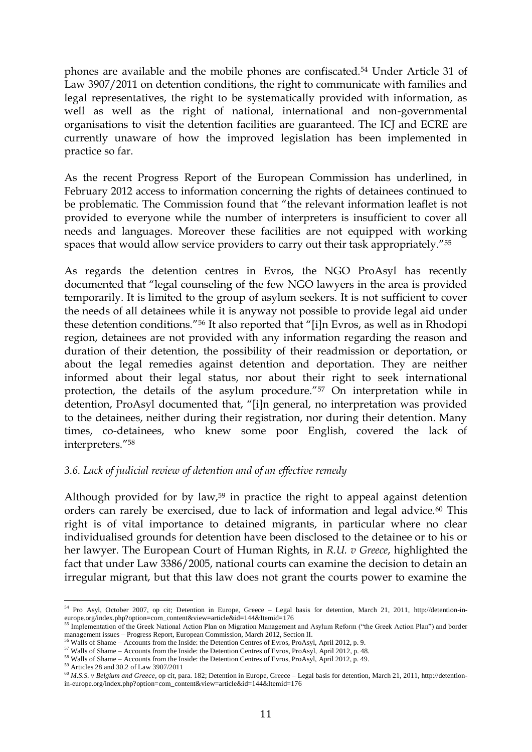phones are available and the mobile phones are confiscated.[54] Under Article 31 of Law 3907/2011 on detention conditions, the right to communicate with families and legal representatives, the right to be systematically provided with information, as well as well as the right of national, international and non-governmental organisations to visit the detention facilities are guaranteed. The ICJ and ECRE are currently unaware of how the improved legislation has been implemented in practice so far.

As the recent Progress Report of the European Commission has underlined, in February 2012 access to information concerning the rights of detainees continued to be problematic. The Commission found that "the relevant information leaflet is not provided to everyone while the number of interpreters is insufficient to cover all needs and languages. Moreover these facilities are not equipped with working spaces that would allow service providers to carry out their task appropriately."[55]

As regards the detention centres in Evros, the NGO ProAsyl has recently documented that "legal counseling of the few NGO lawyers in the area is provided temporarily. It is limited to the group of asylum seekers. It is not sufficient to cover the needs of all detainees while it is anyway not possible to provide legal aid under these detention conditions."[56] It also reported that "[i]n Evros, as well as in Rhodopi region, detainees are not provided with any information regarding the reason and duration of their detention, the possibility of their readmission or deportation, or about the legal remedies against detention and deportation. They are neither informed about their legal status, nor about their right to seek international protection, the details of the asylum procedure."[57] On interpretation while in detention, ProAsyl documented that, "[i]n general, no interpretation was provided to the detainees, neither during their registration, nor during their detention. Many times, co-detainees, who knew some poor English, covered the lack of interpreters."[58]

### *3.6. Lack of judicial review of detention and of an effective remedy*

Although provided for by law,[59] in practice the right to appeal against detention orders can rarely be exercised, due to lack of information and legal advice.[60] This right is of vital importance to detained migrants, in particular where no clear individualised grounds for detention have been disclosed to the detainee or to his or her lawyer. The European Court of Human Rights, in *R.U. v Greece*, highlighted the fact that under Law 3386/2005, national courts can examine the decision to detain an irregular migrant, but that this law does not grant the courts power to examine the

---

[54] Pro Asyl, October 2007, op cit; Detention in Europe, Greece – Legal basis for detention, March 21, 2011, http://detention-in-europe.org/index.php?option=com_content&view=article&id=144&Itemid=176

[55] Implementation of the Greek National Action Plan on Migration Management and Asylum Reform ("the Greek Action Plan") and border management issues – Progress Report, European Commission, March 2012, Section II.

[56] Walls of Shame – Accounts from the Inside: the Detention Centres of Evros, ProAsyl, April 2012, p. 9.

[57] Walls of Shame – Accounts from the Inside: the Detention Centres of Evros, ProAsyl, April 2012, p. 48.

[58] Walls of Shame – Accounts from the Inside: the Detention Centres of Evros, ProAsyl, April 2012, p. 49.

[59] Articles 28 and 30.2 of Law 3907/2011

[60] *M.S.S. v Belgium and Greece*, op cit, para. 182; Detention in Europe, Greece – Legal basis for detention, March 21, 2011, http://detention-in-europe.org/index.php?option=com_content&view=article&id=144&Itemid=176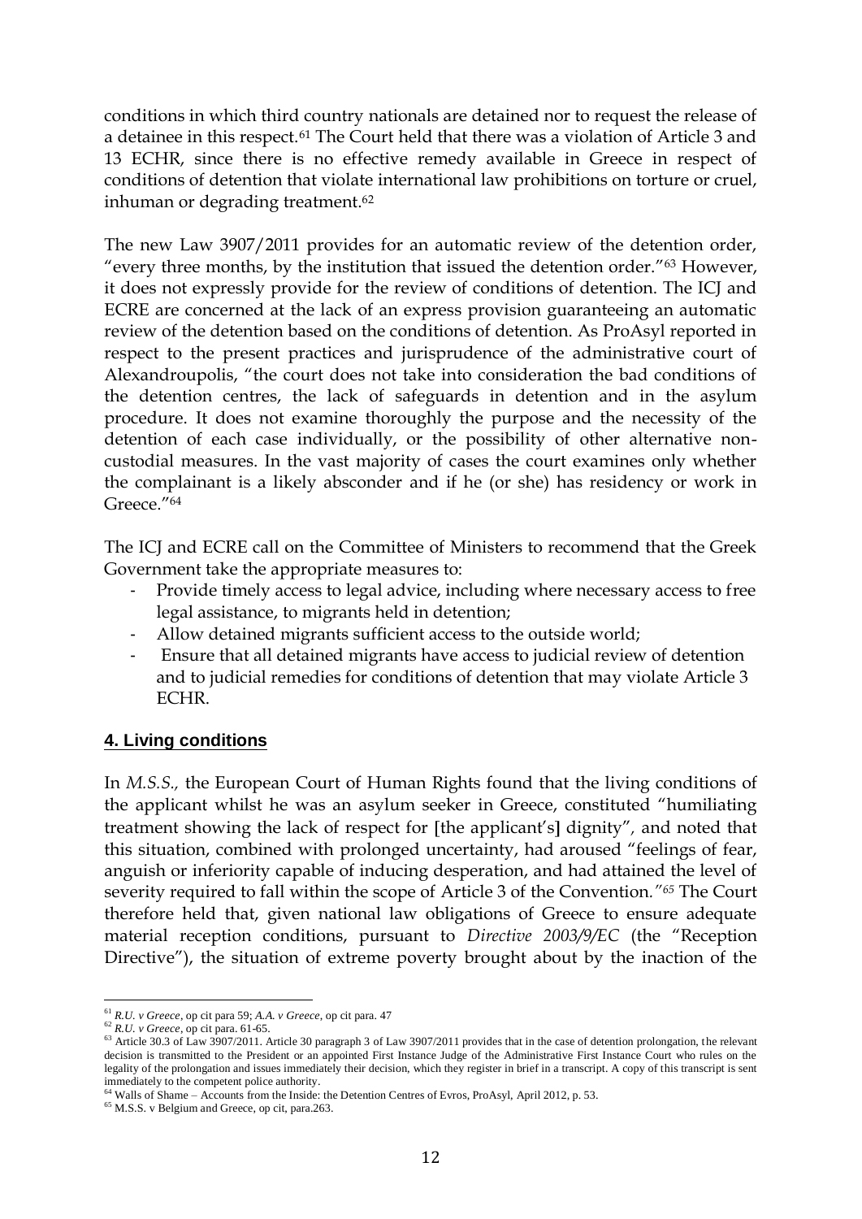conditions in which third country nationals are detained nor to request the release of a detainee in this respect.[61] The Court held that there was a violation of Article 3 and 13 ECHR, since there is no effective remedy available in Greece in respect of conditions of detention that violate international law prohibitions on torture or cruel, inhuman or degrading treatment.[62]

The new Law 3907/2011 provides for an automatic review of the detention order, "every three months, by the institution that issued the detention order."[63] However, it does not expressly provide for the review of conditions of detention. The ICJ and ECRE are concerned at the lack of an express provision guaranteeing an automatic review of the detention based on the conditions of detention. As ProAsyl reported in respect to the present practices and jurisprudence of the administrative court of Alexandroupolis, "the court does not take into consideration the bad conditions of the detention centres, the lack of safeguards in detention and in the asylum procedure. It does not examine thoroughly the purpose and the necessity of the detention of each case individually, or the possibility of other alternative non-custodial measures. In the vast majority of cases the court examines only whether the complainant is a likely absconder and if he (or she) has residency or work in Greece."[64]

The ICJ and ECRE call on the Committee of Ministers to recommend that the Greek Government take the appropriate measures to:

- Provide timely access to legal advice, including where necessary access to free legal assistance, to migrants held in detention;
- Allow detained migrants sufficient access to the outside world;
- Ensure that all detained migrants have access to judicial review of detention and to judicial remedies for conditions of detention that may violate Article 3 ECHR.

## 4. Living conditions

In *M.S.S.*, the European Court of Human Rights found that the living conditions of the applicant whilst he was an asylum seeker in Greece, constituted "humiliating treatment showing the lack of respect for [the applicant's] dignity", and noted that this situation, combined with prolonged uncertainty, had aroused "feelings of fear, anguish or inferiority capable of inducing desperation, and had attained the level of severity required to fall within the scope of Article 3 of the Convention."[65] The Court therefore held that, given national law obligations of Greece to ensure adequate material reception conditions, pursuant to *Directive 2003/9/EC* (the "Reception Directive"), the situation of extreme poverty brought about by the inaction of the

---

[61] *R.U. v Greece*, op cit para 59; *A.A. v Greece*, op cit para. 47

[62] *R.U. v Greece*, op cit para. 61-65.

[63] Article 30.3 of Law 3907/2011. Article 30 paragraph 3 of Law 3907/2011 provides that in the case of detention prolongation, the relevant decision is transmitted to the President or an appointed First Instance Judge of the Administrative First Instance Court who rules on the legality of the prolongation and issues immediately their decision, which they register in brief in a transcript. A copy of this transcript is sent immediately to the competent police authority.

[64] Walls of Shame – Accounts from the Inside: the Detention Centres of Evros, ProAsyl, April 2012, p. 53.

[65] M.S.S. v Belgium and Greece, op cit, para.263.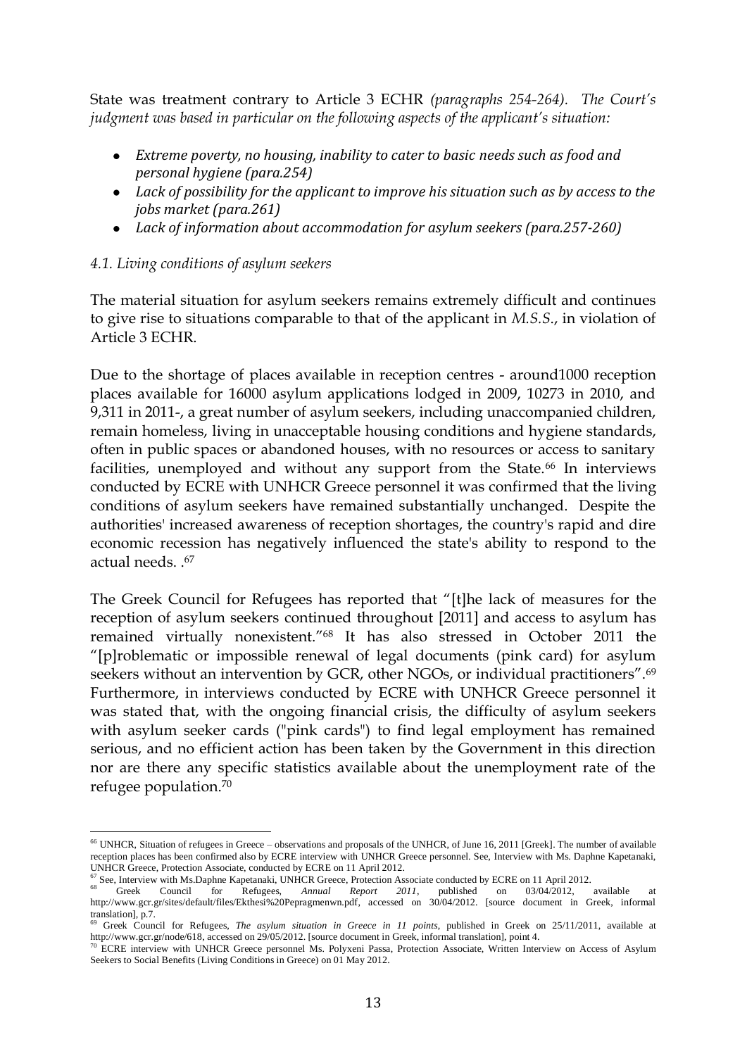State was treatment contrary to Article 3 ECHR *(paragraphs 254-264). The Court's judgment was based in particular on the following aspects of the applicant's situation:*

- *Extreme poverty, no housing, inability to cater to basic needs such as food and personal hygiene (para.254)*
- *Lack of possibility for the applicant to improve his situation such as by access to the jobs market (para.261)*
- *Lack of information about accommodation for asylum seekers (para.257-260)*

### *4.1. Living conditions of asylum seekers*

The material situation for asylum seekers remains extremely difficult and continues to give rise to situations comparable to that of the applicant in *M.S.S.*, in violation of Article 3 ECHR.

Due to the shortage of places available in reception centres - around1000 reception places available for 16000 asylum applications lodged in 2009, 10273 in 2010, and 9,311 in 2011-, a great number of asylum seekers, including unaccompanied children, remain homeless, living in unacceptable housing conditions and hygiene standards, often in public spaces or abandoned houses, with no resources or access to sanitary facilities, unemployed and without any support from the State.[66] In interviews conducted by ECRE with UNHCR Greece personnel it was confirmed that the living conditions of asylum seekers have remained substantially unchanged. Despite the authorities' increased awareness of reception shortages, the country's rapid and dire economic recession has negatively influenced the state's ability to respond to the actual needs. .[67]

The Greek Council for Refugees has reported that "[t]he lack of measures for the reception of asylum seekers continued throughout [2011] and access to asylum has remained virtually nonexistent."[68] It has also stressed in October 2011 the "[p]roblematic or impossible renewal of legal documents (pink card) for asylum seekers without an intervention by GCR, other NGOs, or individual practitioners".[69] Furthermore, in interviews conducted by ECRE with UNHCR Greece personnel it was stated that, with the ongoing financial crisis, the difficulty of asylum seekers with asylum seeker cards ("pink cards") to find legal employment has remained serious, and no efficient action has been taken by the Government in this direction nor are there any specific statistics available about the unemployment rate of the refugee population.[70]

---

[66] UNHCR, Situation of refugees in Greece – observations and proposals of the UNHCR, of June 16, 2011 [Greek]. The number of available reception places has been confirmed also by ECRE interview with UNHCR Greece personnel. See, Interview with Ms. Daphne Kapetanaki, UNHCR Greece, Protection Associate, conducted by ECRE on 11 April 2012.

[67] See, Interview with Ms.Daphne Kapetanaki, UNHCR Greece, Protection Associate conducted by ECRE on 11 April 2012.

[68] Greek Council for Refugees, *Annual Report 2011*, published on 03/04/2012, available at http://www.gcr.gr/sites/default/files/Ekthesi%20Pepragmenwn.pdf, accessed on 30/04/2012. [source document in Greek, informal translation], p.7.

[69] Greek Council for Refugees, *The asylum situation in Greece in 11 points*, published in Greek on 25/11/2011, available at http://www.gcr.gr/node/618, accessed on 29/05/2012. [source document in Greek, informal translation], point 4.

[70] ECRE interview with UNHCR Greece personnel Ms. Polyxeni Passa, Protection Associate, Written Interview on Access of Asylum Seekers to Social Benefits (Living Conditions in Greece) on 01 May 2012.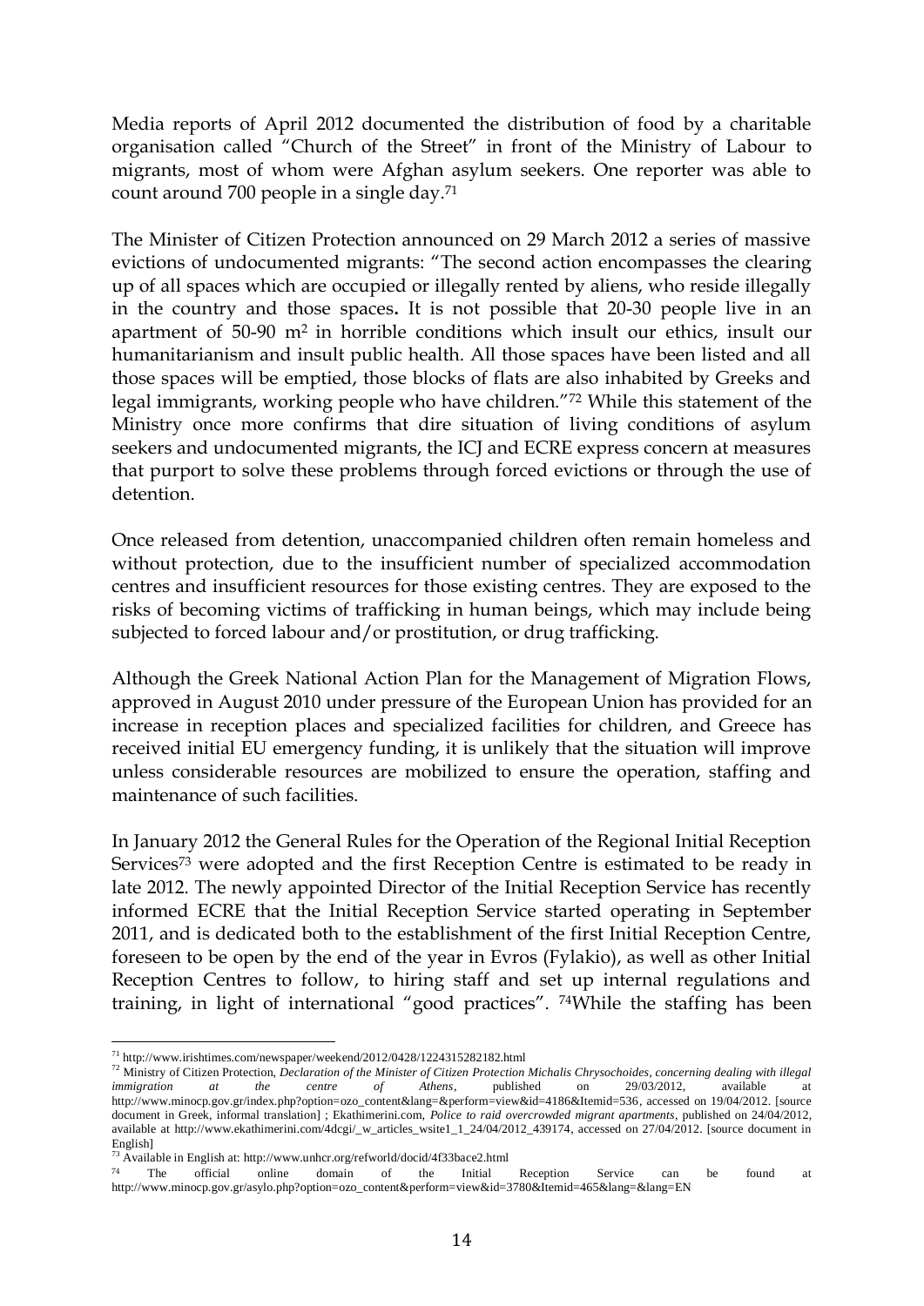Media reports of April 2012 documented the distribution of food by a charitable organisation called "Church of the Street" in front of the Ministry of Labour to migrants, most of whom were Afghan asylum seekers. One reporter was able to count around 700 people in a single day.[71]

The Minister of Citizen Protection announced on 29 March 2012 a series of massive evictions of undocumented migrants: "The second action encompasses the clearing up of all spaces which are occupied or illegally rented by aliens, who reside illegally in the country and those spaces**.** It is not possible that 20-30 people live in an apartment of 50-90 $m^2$ in horrible conditions which insult our ethics, insult our humanitarianism and insult public health. All those spaces have been listed and all those spaces will be emptied, those blocks of flats are also inhabited by Greeks and legal immigrants, working people who have children."[72] While this statement of the Ministry once more confirms that dire situation of living conditions of asylum seekers and undocumented migrants, the ICJ and ECRE express concern at measures that purport to solve these problems through forced evictions or through the use of detention.

Once released from detention, unaccompanied children often remain homeless and without protection, due to the insufficient number of specialized accommodation centres and insufficient resources for those existing centres. They are exposed to the risks of becoming victims of trafficking in human beings, which may include being subjected to forced labour and/or prostitution, or drug trafficking.

Although the Greek National Action Plan for the Management of Migration Flows, approved in August 2010 under pressure of the European Union has provided for an increase in reception places and specialized facilities for children, and Greece has received initial EU emergency funding, it is unlikely that the situation will improve unless considerable resources are mobilized to ensure the operation, staffing and maintenance of such facilities.

In January 2012 the General Rules for the Operation of the Regional Initial Reception Services[73] were adopted and the first Reception Centre is estimated to be ready in late 2012. The newly appointed Director of the Initial Reception Service has recently informed ECRE that the Initial Reception Service started operating in September 2011, and is dedicated both to the establishment of the first Initial Reception Centre, foreseen to be open by the end of the year in Evros (Fylakio), as well as other Initial Reception Centres to follow, to hiring staff and set up internal regulations and training, in light of international "good practices". [74]While the staffing has been

---

[71] http://www.irishtimes.com/newspaper/weekend/2012/0428/1224315282182.html

[72] Ministry of Citizen Protection, *Declaration of the Minister of Citizen Protection Michalis Chrysochoides, concerning dealing with illegal immigration at the centre of Athens*, published on 29/03/2012, available at http://www.minocp.gov.gr/index.php?option=ozo_content&lang=&perform=view&id=4186&Itemid=536, accessed on 19/04/2012. [source document in Greek, informal translation] ; Ekathimerini.com, *Police to raid overcrowded migrant apartments*, published on 24/04/2012, available at http://www.ekathimerini.com/4dcgi/_w_articles_wsite1_1_24/04/2012_439174, accessed on 27/04/2012. [source document in English]

[73] Available in English at: http://www.unhcr.org/refworld/docid/4f33bace2.html

[74] The official online domain of the Initial Reception Service can be found at http://www.minocp.gov.gr/asylo.php?option=ozo_content&perform=view&id=3780&Itemid=465&lang=&lang=EN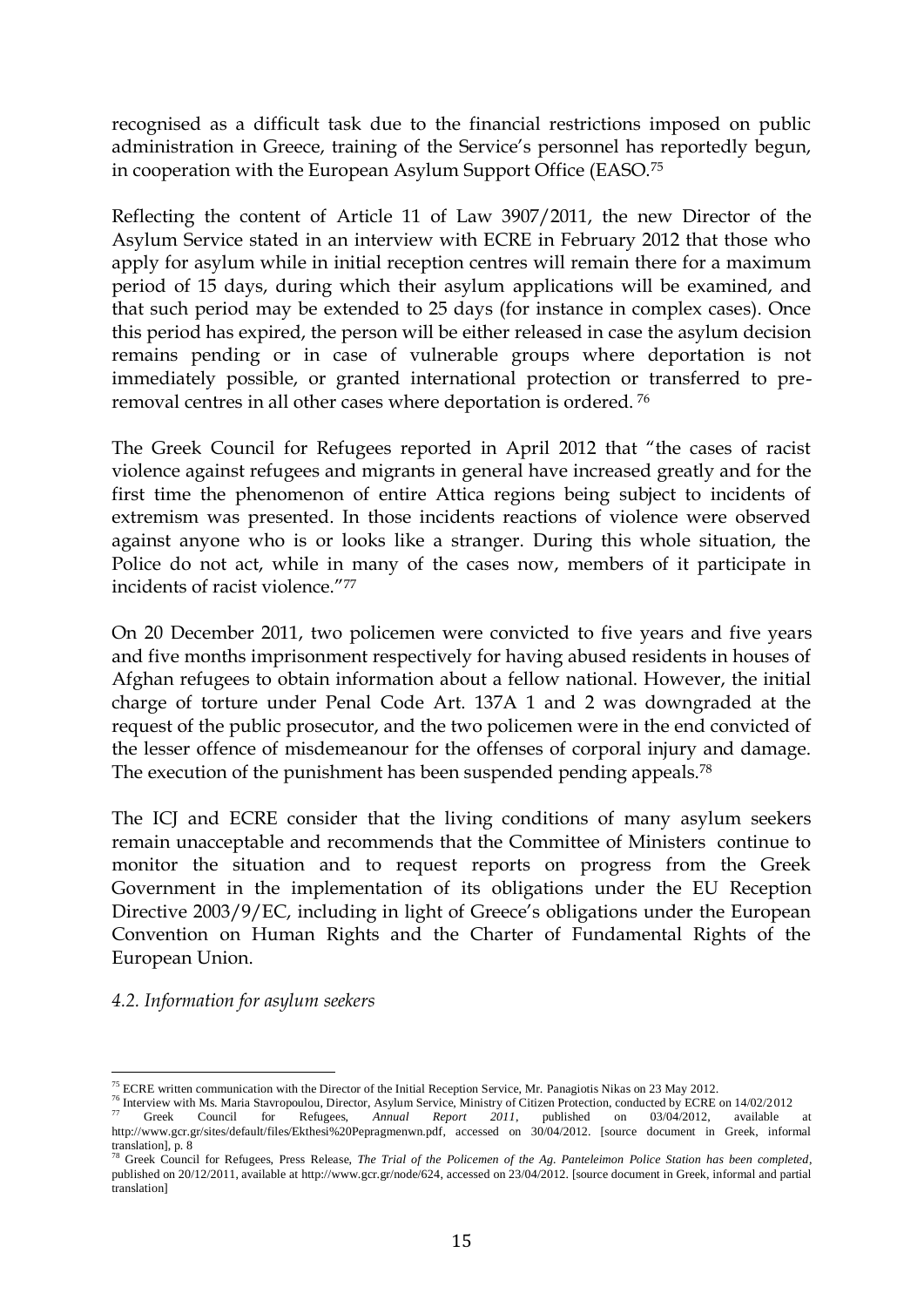recognised as a difficult task due to the financial restrictions imposed on public administration in Greece, training of the Service's personnel has reportedly begun, in cooperation with the European Asylum Support Office (EASO.[75]

Reflecting the content of Article 11 of Law 3907/2011, the new Director of the Asylum Service stated in an interview with ECRE in February 2012 that those who apply for asylum while in initial reception centres will remain there for a maximum period of 15 days, during which their asylum applications will be examined, and that such period may be extended to 25 days (for instance in complex cases). Once this period has expired, the person will be either released in case the asylum decision remains pending or in case of vulnerable groups where deportation is not immediately possible, or granted international protection or transferred to pre-removal centres in all other cases where deportation is ordered. [76]

The Greek Council for Refugees reported in April 2012 that "the cases of racist violence against refugees and migrants in general have increased greatly and for the first time the phenomenon of entire Attica regions being subject to incidents of extremism was presented. In those incidents reactions of violence were observed against anyone who is or looks like a stranger. During this whole situation, the Police do not act, while in many of the cases now, members of it participate in incidents of racist violence."[77]

On 20 December 2011, two policemen were convicted to five years and five years and five months imprisonment respectively for having abused residents in houses of Afghan refugees to obtain information about a fellow national. However, the initial charge of torture under Penal Code Art. 137A 1 and 2 was downgraded at the request of the public prosecutor, and the two policemen were in the end convicted of the lesser offence of misdemeanour for the offenses of corporal injury and damage. The execution of the punishment has been suspended pending appeals.[78]

The ICJ and ECRE consider that the living conditions of many asylum seekers remain unacceptable and recommends that the Committee of Ministers continue to monitor the situation and to request reports on progress from the Greek Government in the implementation of its obligations under the EU Reception Directive 2003/9/EC, including in light of Greece's obligations under the European Convention on Human Rights and the Charter of Fundamental Rights of the European Union.

*4.2. Information for asylum seekers*

---

[75] ECRE written communication with the Director of the Initial Reception Service, Mr. Panagiotis Nikas on 23 May 2012.

[76] Interview with Ms. Maria Stavropoulou, Director, Asylum Service, Ministry of Citizen Protection, conducted by ECRE on 14/02/2012

[77] Greek Council for Refugees, *Annual Report 2011*, published on 03/04/2012, available at http://www.gcr.gr/sites/default/files/Ekthesi%20Pepragmenwn.pdf, accessed on 30/04/2012. [source document in Greek, informal translation], p. 8

[78] Greek Council for Refugees, Press Release, *The Trial of the Policemen of the Ag. Panteleimon Police Station has been completed*, published on 20/12/2011, available at http://www.gcr.gr/node/624, accessed on 23/04/2012. [source document in Greek, informal and partial translation]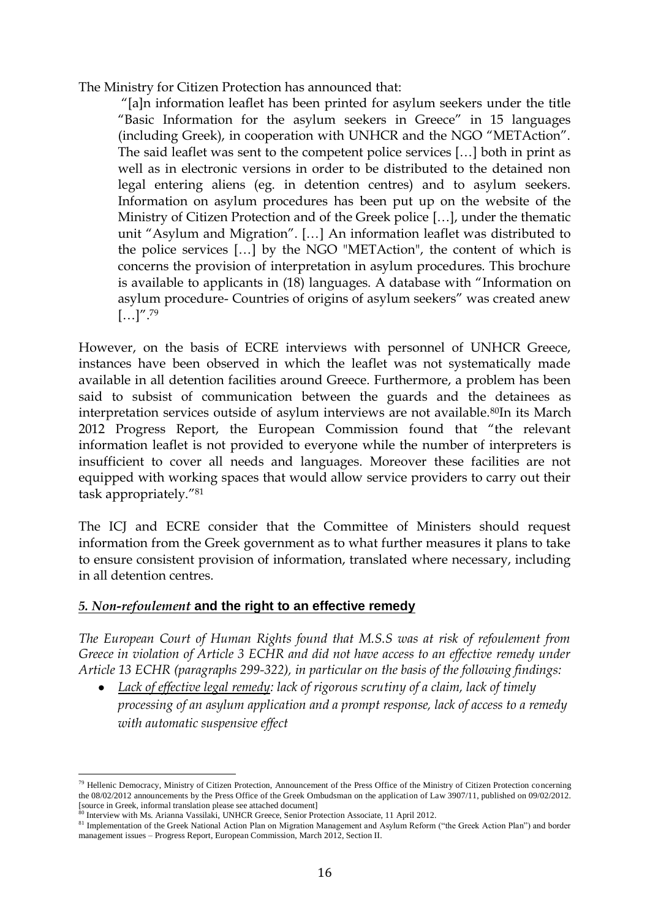The Ministry for Citizen Protection has announced that:

> "[a]n information leaflet has been printed for asylum seekers under the title "Basic Information for the asylum seekers in Greece" in 15 languages (including Greek), in cooperation with UNHCR and the NGO "METAction". The said leaflet was sent to the competent police services […] both in print as well as in electronic versions in order to be distributed to the detained non legal entering aliens (eg. in detention centres) and to asylum seekers. Information on asylum procedures has been put up on the website of the Ministry of Citizen Protection and of the Greek police […], under the thematic unit "Asylum and Migration". […] An information leaflet was distributed to the police services […] by the NGO "METAction", the content of which is concerns the provision of interpretation in asylum procedures. This brochure is available to applicants in (18) languages. A database with "Information on asylum procedure- Countries of origins of asylum seekers" was created anew […]".[79]

However, on the basis of ECRE interviews with personnel of UNHCR Greece, instances have been observed in which the leaflet was not systematically made available in all detention facilities around Greece. Furthermore, a problem has been said to subsist of communication between the guards and the detainees as interpretation services outside of asylum interviews are not available.[80]In its March 2012 Progress Report, the European Commission found that "the relevant information leaflet is not provided to everyone while the number of interpreters is insufficient to cover all needs and languages. Moreover these facilities are not equipped with working spaces that would allow service providers to carry out their task appropriately."[81]

The ICJ and ECRE consider that the Committee of Ministers should request information from the Greek government as to what further measures it plans to take to ensure consistent provision of information, translated where necessary, including in all detention centres.

## ***5. Non-refoulement* and the right to an effective remedy**

*The European Court of Human Rights found that M.S.S was at risk of refoulement from Greece in violation of Article 3 ECHR and did not have access to an effective remedy under Article 13 ECHR (paragraphs 299-322), in particular on the basis of the following findings:*

- *Lack of effective legal remedy: lack of rigorous scrutiny of a claim, lack of timely processing of an asylum application and a prompt response, lack of access to a remedy with automatic suspensive effect*

---

[79] Hellenic Democracy, Ministry of Citizen Protection, Announcement of the Press Office of the Ministry of Citizen Protection concerning the 08/02/2012 announcements by the Press Office of the Greek Ombudsman on the application of Law 3907/11, published on 09/02/2012. [source in Greek, informal translation please see attached document]

[80] Interview with Ms. Arianna Vassilaki, UNHCR Greece, Senior Protection Associate, 11 April 2012.

[81] Implementation of the Greek National Action Plan on Migration Management and Asylum Reform ("the Greek Action Plan") and border management issues – Progress Report, European Commission, March 2012, Section II.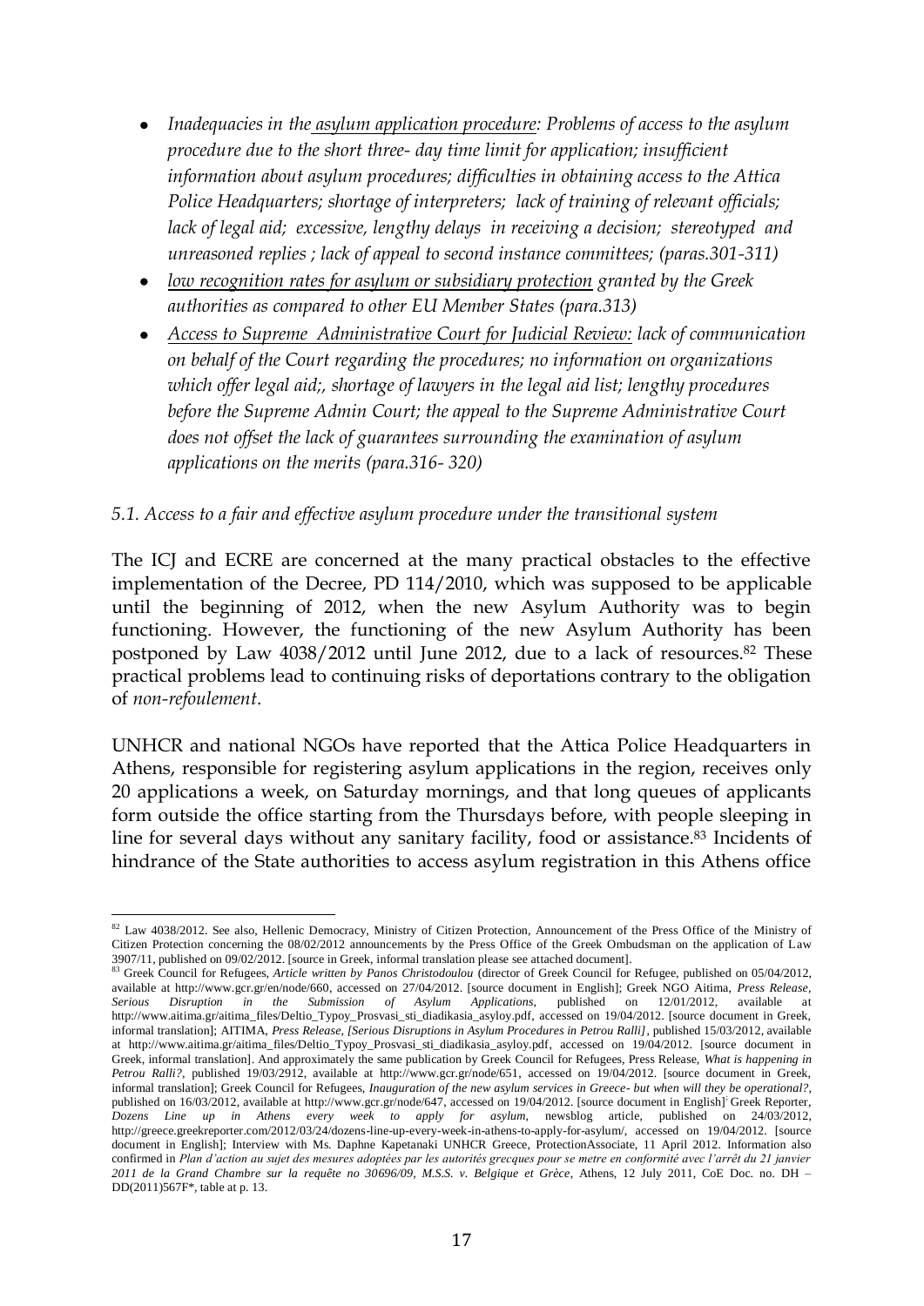- *Inadequacies in the asylum application procedure: Problems of access to the asylum procedure due to the short three- day time limit for application; insufficient information about asylum procedures; difficulties in obtaining access to the Attica Police Headquarters; shortage of interpreters; lack of training of relevant officials; lack of legal aid; excessive, lengthy delays in receiving a decision; stereotyped and unreasoned replies ; lack of appeal to second instance committees; (paras.301-311)*
- *low recognition rates for asylum or subsidiary protection granted by the Greek authorities as compared to other EU Member States (para.313)*
- *Access to Supreme Administrative Court for Judicial Review: lack of communication on behalf of the Court regarding the procedures; no information on organizations which offer legal aid;, shortage of lawyers in the legal aid list; lengthy procedures before the Supreme Admin Court; the appeal to the Supreme Administrative Court does not offset the lack of guarantees surrounding the examination of asylum applications on the merits (para.316- 320)*

*5.1. Access to a fair and effective asylum procedure under the transitional system*

The ICJ and ECRE are concerned at the many practical obstacles to the effective implementation of the Decree, PD 114/2010, which was supposed to be applicable until the beginning of 2012, when the new Asylum Authority was to begin functioning. However, the functioning of the new Asylum Authority has been postponed by Law 4038/2012 until June 2012, due to a lack of resources.[82] These practical problems lead to continuing risks of deportations contrary to the obligation of *non-refoulement*.

UNHCR and national NGOs have reported that the Attica Police Headquarters in Athens, responsible for registering asylum applications in the region, receives only 20 applications a week, on Saturday mornings, and that long queues of applicants form outside the office starting from the Thursdays before, with people sleeping in line for several days without any sanitary facility, food or assistance.[83] Incidents of hindrance of the State authorities to access asylum registration in this Athens office

---

[82] Law 4038/2012. See also, Hellenic Democracy, Ministry of Citizen Protection, Announcement of the Press Office of the Ministry of Citizen Protection concerning the 08/02/2012 announcements by the Press Office of the Greek Ombudsman on the application of Law 3907/11, published on 09/02/2012. [source in Greek, informal translation please see attached document].

[83] Greek Council for Refugees, *Article written by Panos Christodoulou* (director of Greek Council for Refugee, published on 05/04/2012, available at http://www.gcr.gr/en/node/660, accessed on 27/04/2012. [source document in English]; Greek NGO Aitima, *Press Release, Serious Disruption in the Submission of Asylum Applications*, published on 12/01/2012, available at http://www.aitima.gr/aitima_files/Deltio_Typoy_Prosvasi_sti_diadikasia_asyloy.pdf, accessed on 19/04/2012. [source document in Greek, informal translation]; AITIMA, *Press Release, [Serious Disruptions in Asylum Procedures in Petrou Ralli]*, published 15/03/2012, available at http://www.aitima.gr/aitima_files/Deltio_Typoy_Prosvasi_sti_diadikasia_asyloy.pdf, accessed on 19/04/2012. [source document in Greek, informal translation]. And approximately the same publication by Greek Council for Refugees, Press Release, *What is happening in Petrou Ralli?*, published 19/03/2912, available at http://www.gcr.gr/node/651, accessed on 19/04/2012. [source document in Greek, informal translation]; Greek Council for Refugees, *Inauguration of the new asylum services in Greece- but when will they be operational?*, published on 16/03/2012, available at http://www.gcr.gr/node/647, accessed on 19/04/2012. [source document in English]. Greek Reporter, *Dozens Line up in Athens every week to apply for asylum*, newsblog article, published on 24/03/2012, http://greece.greekreporter.com/2012/03/24/dozens-line-up-every-week-in-athens-to-apply-for-asylum/, accessed on 19/04/2012. [source document in English]; Interview with Ms. Daphne Kapetanaki UNHCR Greece, ProtectionAssociate, 11 April 2012. Information also confirmed in *Plan d'action au sujet des mesures adoptées par les autorités grecques pour se metre en conformité avec l'arrêt du 21 janvier 2011 de la Grand Chambre sur la requête no 30696/09, M.S.S. v. Belgique et Grèce*, Athens, 12 July 2011, CoE Doc. no. DH – DD(2011)567F*, table at p. 13.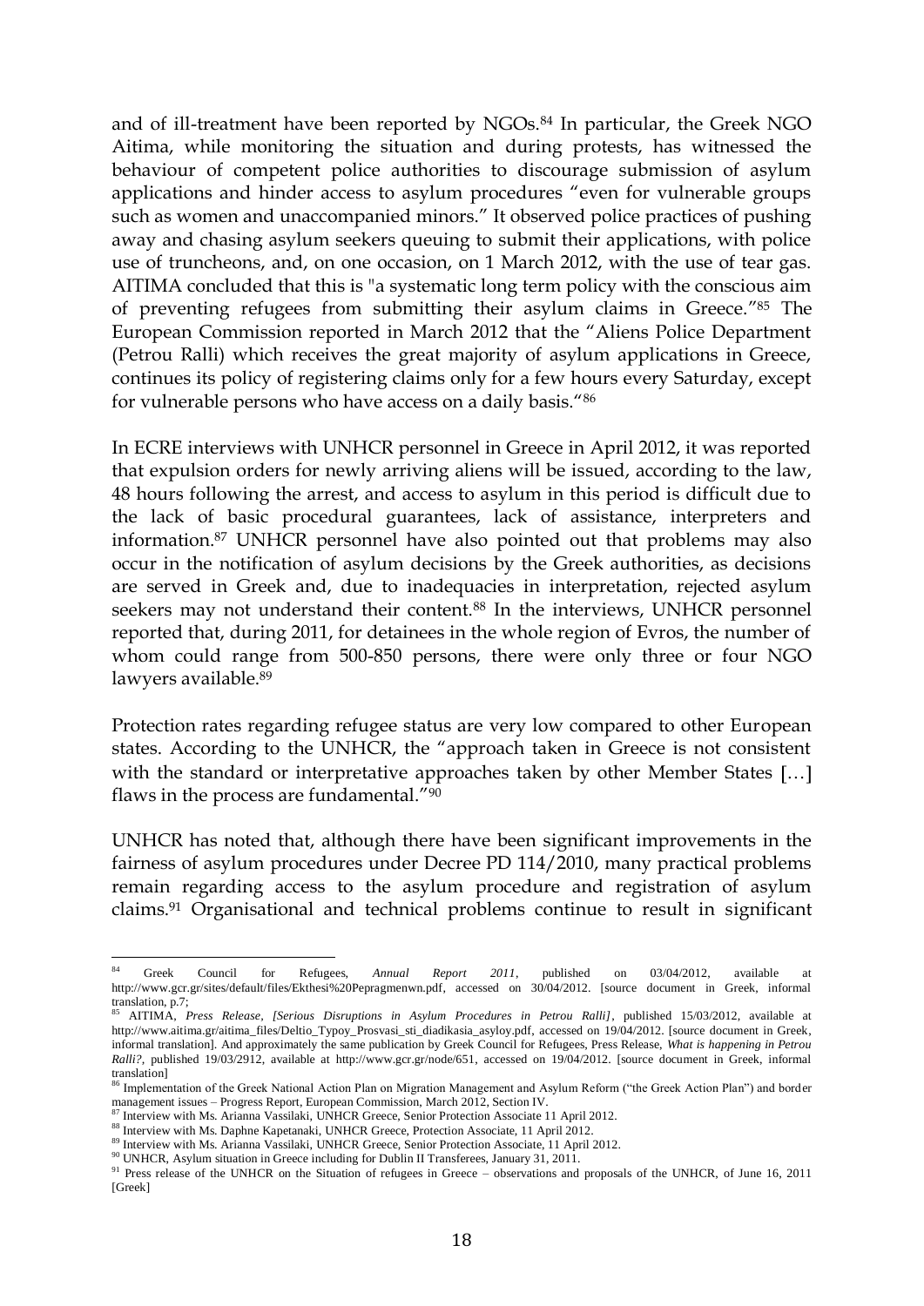and of ill-treatment have been reported by NGOs.[84] In particular, the Greek NGO Aitima, while monitoring the situation and during protests, has witnessed the behaviour of competent police authorities to discourage submission of asylum applications and hinder access to asylum procedures "even for vulnerable groups such as women and unaccompanied minors." It observed police practices of pushing away and chasing asylum seekers queuing to submit their applications, with police use of truncheons, and, on one occasion, on 1 March 2012, with the use of tear gas. AITIMA concluded that this is "a systematic long term policy with the conscious aim of preventing refugees from submitting their asylum claims in Greece."[85] The European Commission reported in March 2012 that the "Aliens Police Department (Petrou Ralli) which receives the great majority of asylum applications in Greece, continues its policy of registering claims only for a few hours every Saturday, except for vulnerable persons who have access on a daily basis."[86]

In ECRE interviews with UNHCR personnel in Greece in April 2012, it was reported that expulsion orders for newly arriving aliens will be issued, according to the law, 48 hours following the arrest, and access to asylum in this period is difficult due to the lack of basic procedural guarantees, lack of assistance, interpreters and information.[87] UNHCR personnel have also pointed out that problems may also occur in the notification of asylum decisions by the Greek authorities, as decisions are served in Greek and, due to inadequacies in interpretation, rejected asylum seekers may not understand their content.[88] In the interviews, UNHCR personnel reported that, during 2011, for detainees in the whole region of Evros, the number of whom could range from 500-850 persons, there were only three or four NGO lawyers available.[89]

Protection rates regarding refugee status are very low compared to other European states. According to the UNHCR, the "approach taken in Greece is not consistent with the standard or interpretative approaches taken by other Member States […] flaws in the process are fundamental."[90]

UNHCR has noted that, although there have been significant improvements in the fairness of asylum procedures under Decree PD 114/2010, many practical problems remain regarding access to the asylum procedure and registration of asylum claims.[91] Organisational and technical problems continue to result in significant

---

[84] Greek Council for Refugees, *Annual Report 2011*, published on 03/04/2012, available at http://www.gcr.gr/sites/default/files/Ekthesi%20Pepragmenwn.pdf, accessed on 30/04/2012. [source document in Greek, informal translation, p.7;

[85] AITIMA, *Press Release, [Serious Disruptions in Asylum Procedures in Petrou Ralli]*, published 15/03/2012, available at http://www.aitima.gr/aitima_files/Deltio_Typoy_Prosvasi_sti_diadikasia_asyloy.pdf, accessed on 19/04/2012. [source document in Greek, informal translation]. And approximately the same publication by Greek Council for Refugees, Press Release, *What is happening in Petrou Ralli?*, published 19/03/2912, available at http://www.gcr.gr/node/651, accessed on 19/04/2012. [source document in Greek, informal translation]

[86] Implementation of the Greek National Action Plan on Migration Management and Asylum Reform ("the Greek Action Plan") and border management issues – Progress Report, European Commission, March 2012, Section IV.

[87] Interview with Ms. Arianna Vassilaki, UNHCR Greece, Senior Protection Associate 11 April 2012.

[88] Interview with Ms. Daphne Kapetanaki, UNHCR Greece, Protection Associate, 11 April 2012.

[89] Interview with Ms. Arianna Vassilaki, UNHCR Greece, Senior Protection Associate, 11 April 2012.

[90] UNHCR, Asylum situation in Greece including for Dublin II Transferees, January 31, 2011.

[91] Press release of the UNHCR on the Situation of refugees in Greece – observations and proposals of the UNHCR, of June 16, 2011 [Greek]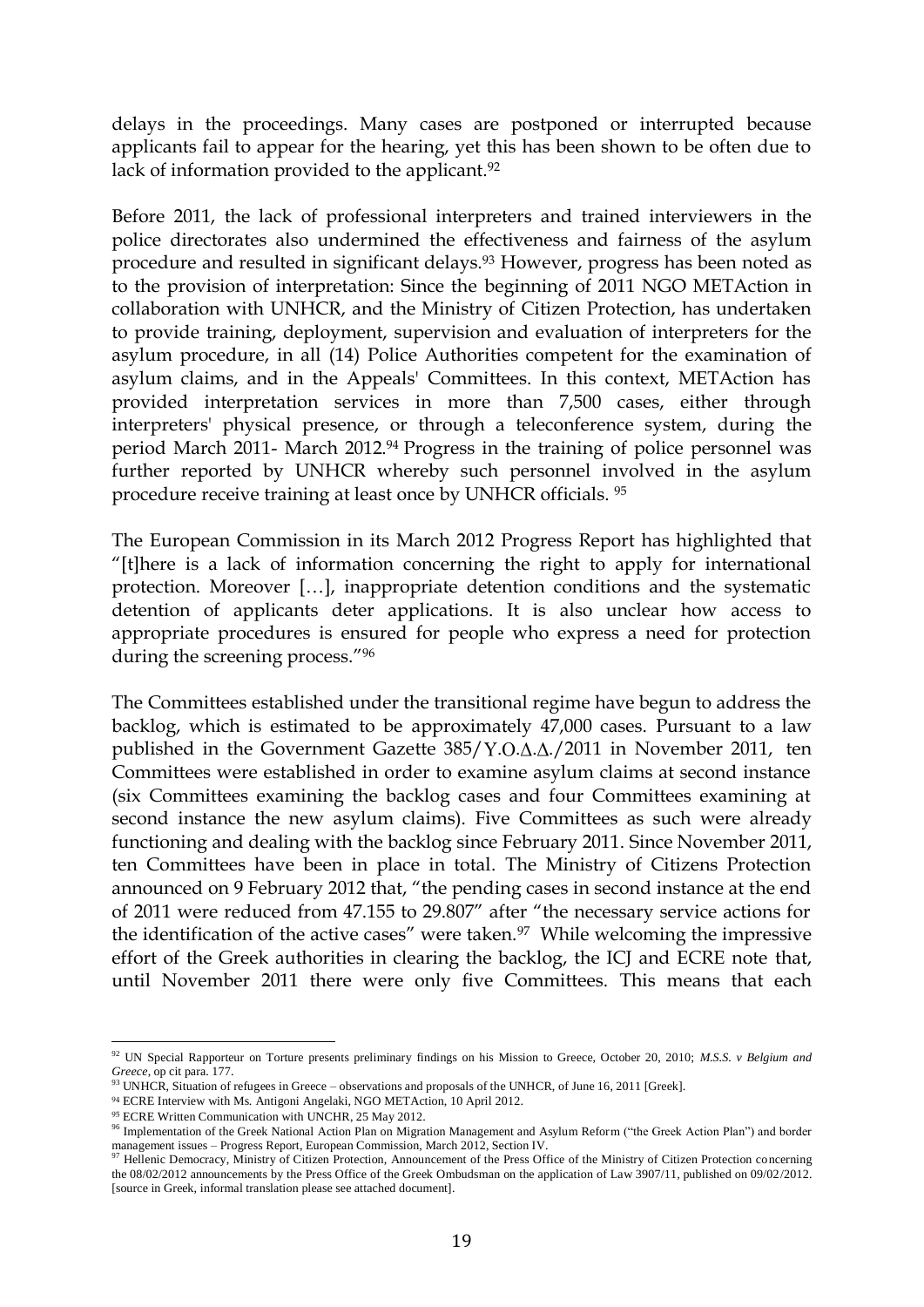delays in the proceedings. Many cases are postponed or interrupted because applicants fail to appear for the hearing, yet this has been shown to be often due to lack of information provided to the applicant.[92]

Before 2011, the lack of professional interpreters and trained interviewers in the police directorates also undermined the effectiveness and fairness of the asylum procedure and resulted in significant delays.[93] However, progress has been noted as to the provision of interpretation: Since the beginning of 2011 NGO METAction in collaboration with UNHCR, and the Ministry of Citizen Protection, has undertaken to provide training, deployment, supervision and evaluation of interpreters for the asylum procedure, in all (14) Police Authorities competent for the examination of asylum claims, and in the Appeals' Committees. In this context, METAction has provided interpretation services in more than 7,500 cases, either through interpreters' physical presence, or through a teleconference system, during the period March 2011- March 2012.[94] Progress in the training of police personnel was further reported by UNHCR whereby such personnel involved in the asylum procedure receive training at least once by UNHCR officials. [95]

The European Commission in its March 2012 Progress Report has highlighted that "[t]here is a lack of information concerning the right to apply for international protection. Moreover […], inappropriate detention conditions and the systematic detention of applicants deter applications. It is also unclear how access to appropriate procedures is ensured for people who express a need for protection during the screening process."[96]

The Committees established under the transitional regime have begun to address the backlog, which is estimated to be approximately 47,000 cases. Pursuant to a law published in the Government Gazette 385/Υ.Ο.Δ.Δ./2011 in November 2011, ten Committees were established in order to examine asylum claims at second instance (six Committees examining the backlog cases and four Committees examining at second instance the new asylum claims). Five Committees as such were already functioning and dealing with the backlog since February 2011. Since November 2011, ten Committees have been in place in total. The Ministry of Citizens Protection announced on 9 February 2012 that, "the pending cases in second instance at the end of 2011 were reduced from 47.155 to 29.807" after "the necessary service actions for the identification of the active cases" were taken.[97] While welcoming the impressive effort of the Greek authorities in clearing the backlog, the ICJ and ECRE note that, until November 2011 there were only five Committees. This means that each

---

[92] UN Special Rapporteur on Torture presents preliminary findings on his Mission to Greece, October 20, 2010; *M.S.S. v Belgium and Greece*, op cit para. 177.

[93] UNHCR, Situation of refugees in Greece – observations and proposals of the UNHCR, of June 16, 2011 [Greek].

[94] ECRE Interview with Ms. Antigoni Angelaki, NGO METAction, 10 April 2012.

[95] ECRE Written Communication with UNCHR, 25 May 2012.

[96] Implementation of the Greek National Action Plan on Migration Management and Asylum Reform ("the Greek Action Plan") and border management issues – Progress Report, European Commission, March 2012, Section IV.

[97] Hellenic Democracy, Ministry of Citizen Protection, Announcement of the Press Office of the Ministry of Citizen Protection concerning the 08/02/2012 announcements by the Press Office of the Greek Ombudsman on the application of Law 3907/11, published on 09/02/2012. [source in Greek, informal translation please see attached document].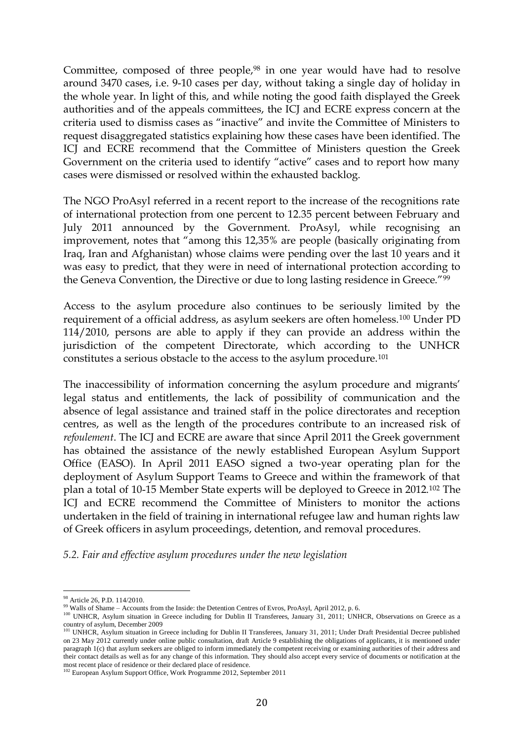Committee, composed of three people,[98] in one year would have had to resolve around 3470 cases, i.e. 9-10 cases per day, without taking a single day of holiday in the whole year. In light of this, and while noting the good faith displayed the Greek authorities and of the appeals committees, the ICJ and ECRE express concern at the criteria used to dismiss cases as "inactive" and invite the Committee of Ministers to request disaggregated statistics explaining how these cases have been identified. The ICJ and ECRE recommend that the Committee of Ministers question the Greek Government on the criteria used to identify "active" cases and to report how many cases were dismissed or resolved within the exhausted backlog.

The NGO ProAsyl referred in a recent report to the increase of the recognitions rate of international protection from one percent to 12.35 percent between February and July 2011 announced by the Government. ProAsyl, while recognising an improvement, notes that "among this 12,35% are people (basically originating from Iraq, Iran and Afghanistan) whose claims were pending over the last 10 years and it was easy to predict, that they were in need of international protection according to the Geneva Convention, the Directive or due to long lasting residence in Greece."[99]

Access to the asylum procedure also continues to be seriously limited by the requirement of a official address, as asylum seekers are often homeless.[100] Under PD 114/2010, persons are able to apply if they can provide an address within the jurisdiction of the competent Directorate, which according to the UNHCR constitutes a serious obstacle to the access to the asylum procedure.[101]

The inaccessibility of information concerning the asylum procedure and migrants' legal status and entitlements, the lack of possibility of communication and the absence of legal assistance and trained staff in the police directorates and reception centres, as well as the length of the procedures contribute to an increased risk of *refoulement*. The ICJ and ECRE are aware that since April 2011 the Greek government has obtained the assistance of the newly established European Asylum Support Office (EASO). In April 2011 EASO signed a two-year operating plan for the deployment of Asylum Support Teams to Greece and within the framework of that plan a total of 10-15 Member State experts will be deployed to Greece in 2012.[102] The ICJ and ECRE recommend the Committee of Ministers to monitor the actions undertaken in the field of training in international refugee law and human rights law of Greek officers in asylum proceedings, detention, and removal procedures.

*5.2. Fair and effective asylum procedures under the new legislation*

---

[98] Article 26, P.D. 114/2010.

[99] Walls of Shame – Accounts from the Inside: the Detention Centres of Evros, ProAsyl, April 2012, p. 6.

[100] UNHCR, Asylum situation in Greece including for Dublin II Transferees, January 31, 2011; UNHCR, Observations on Greece as a country of asylum, December 2009

[101] UNHCR, Asylum situation in Greece including for Dublin II Transferees, January 31, 2011; Under Draft Presidential Decree published on 23 May 2012 currently under online public consultation, draft Article 9 establishing the obligations of applicants, it is mentioned under paragraph 1(c) that asylum seekers are obliged to inform immediately the competent receiving or examining authorities of their address and their contact details as well as for any change of this information. They should also accept every service of documents or notification at the most recent place of residence or their declared place of residence.

[102] European Asylum Support Office, Work Programme 2012, September 2011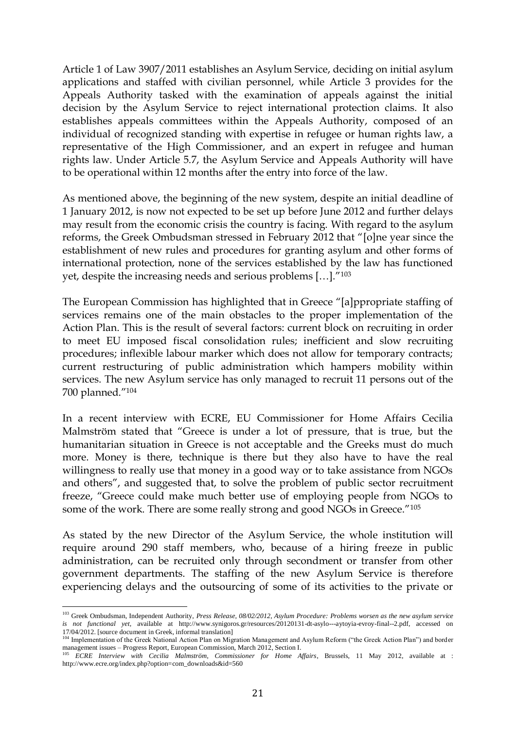Article 1 of Law 3907/2011 establishes an Asylum Service, deciding on initial asylum applications and staffed with civilian personnel, while Article 3 provides for the Appeals Authority tasked with the examination of appeals against the initial decision by the Asylum Service to reject international protection claims. It also establishes appeals committees within the Appeals Authority, composed of an individual of recognized standing with expertise in refugee or human rights law, a representative of the High Commissioner, and an expert in refugee and human rights law. Under Article 5.7, the Asylum Service and Appeals Authority will have to be operational within 12 months after the entry into force of the law.

As mentioned above, the beginning of the new system, despite an initial deadline of 1 January 2012, is now not expected to be set up before June 2012 and further delays may result from the economic crisis the country is facing. With regard to the asylum reforms, the Greek Ombudsman stressed in February 2012 that "[o]ne year since the establishment of new rules and procedures for granting asylum and other forms of international protection, none of the services established by the law has functioned yet, despite the increasing needs and serious problems […]."[103]

The European Commission has highlighted that in Greece "[a]ppropriate staffing of services remains one of the main obstacles to the proper implementation of the Action Plan. This is the result of several factors: current block on recruiting in order to meet EU imposed fiscal consolidation rules; inefficient and slow recruiting procedures; inflexible labour marker which does not allow for temporary contracts; current restructuring of public administration which hampers mobility within services. The new Asylum service has only managed to recruit 11 persons out of the 700 planned."[104]

In a recent interview with ECRE, EU Commissioner for Home Affairs Cecilia Malmström stated that "Greece is under a lot of pressure, that is true, but the humanitarian situation in Greece is not acceptable and the Greeks must do much more. Money is there, technique is there but they also have to have the real willingness to really use that money in a good way or to take assistance from NGOs and others", and suggested that, to solve the problem of public sector recruitment freeze, "Greece could make much better use of employing people from NGOs to some of the work. There are some really strong and good NGOs in Greece."[105]

As stated by the new Director of the Asylum Service, the whole institution will require around 290 staff members, who, because of a hiring freeze in public administration, can be recruited only through secondment or transfer from other government departments. The staffing of the new Asylum Service is therefore experiencing delays and the outsourcing of some of its activities to the private or

---

[103] Greek Ombudsman, Independent Authority, *Press Release, 08/02/2012, Asylum Procedure: Problems worsen as the new asylum service is not functional yet*, available at http://www.synigoros.gr/resources/20120131-dt-asylo---aytoyia-evroy-final--2.pdf, accessed on 17/04/2012. [source document in Greek, informal translation]

[104] Implementation of the Greek National Action Plan on Migration Management and Asylum Reform ("the Greek Action Plan") and border management issues – Progress Report, European Commission, March 2012, Section I.

[105] *ECRE Interview with Cecilia Malmström, Commissioner for Home Affairs*, Brussels, 11 May 2012, available at : http://www.ecre.org/index.php?option=com_downloads&id=560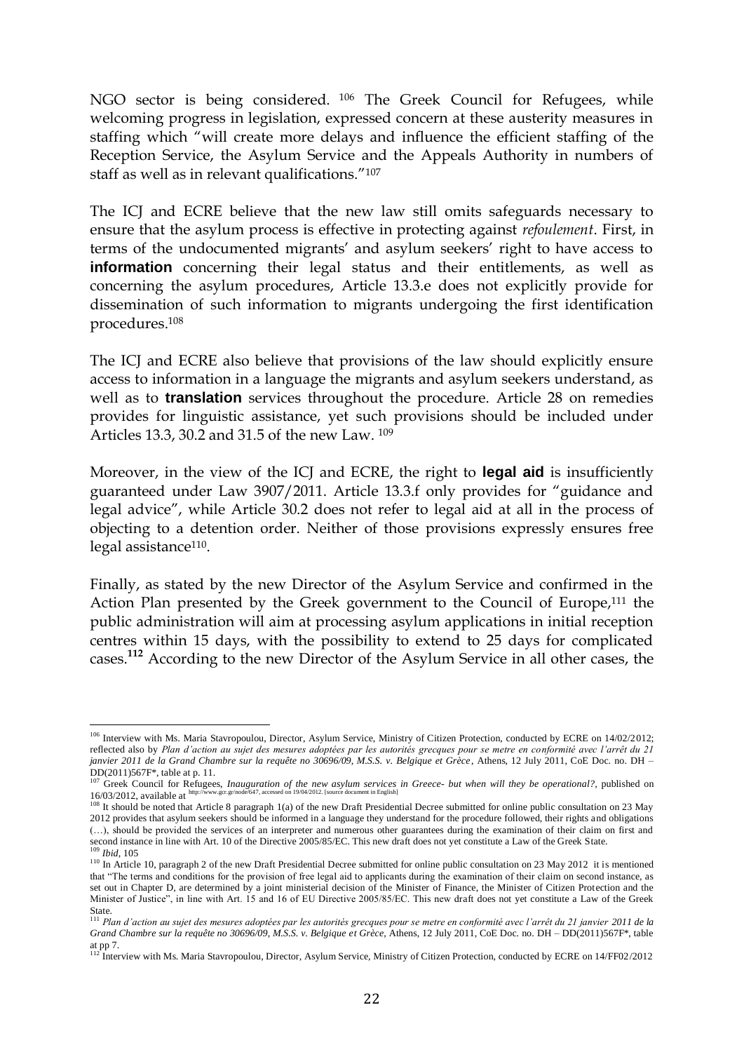NGO sector is being considered. [106] The Greek Council for Refugees, while welcoming progress in legislation, expressed concern at these austerity measures in staffing which "will create more delays and influence the efficient staffing of the Reception Service, the Asylum Service and the Appeals Authority in numbers of staff as well as in relevant qualifications."[107]

The ICJ and ECRE believe that the new law still omits safeguards necessary to ensure that the asylum process is effective in protecting against *refoulement*. First, in terms of the undocumented migrants' and asylum seekers' right to have access to **information** concerning their legal status and their entitlements, as well as concerning the asylum procedures, Article 13.3.e does not explicitly provide for dissemination of such information to migrants undergoing the first identification procedures.[108]

The ICJ and ECRE also believe that provisions of the law should explicitly ensure access to information in a language the migrants and asylum seekers understand, as well as to **translation** services throughout the procedure. Article 28 on remedies provides for linguistic assistance, yet such provisions should be included under Articles 13.3, 30.2 and 31.5 of the new Law. [109]

Moreover, in the view of the ICJ and ECRE, the right to **legal aid** is insufficiently guaranteed under Law 3907/2011. Article 13.3.f only provides for "guidance and legal advice", while Article 30.2 does not refer to legal aid at all in the process of objecting to a detention order. Neither of those provisions expressly ensures free legal assistance[110].

Finally, as stated by the new Director of the Asylum Service and confirmed in the Action Plan presented by the Greek government to the Council of Europe,[111] the public administration will aim at processing asylum applications in initial reception centres within 15 days, with the possibility to extend to 25 days for complicated cases.**[112]** According to the new Director of the Asylum Service in all other cases, the

---

[106] Interview with Ms. Maria Stavropoulou, Director, Asylum Service, Ministry of Citizen Protection, conducted by ECRE on 14/02/2012; reflected also by *Plan d'action au sujet des mesures adoptées par les autorités grecques pour se metre en conformité avec l'arrêt du 21 janvier 2011 de la Grand Chambre sur la requête no 30696/09, M.S.S. v. Belgique et Grèce*, Athens, 12 July 2011, CoE Doc. no. DH – DD(2011)567F*, table at p. 11.

[107] Greek Council for Refugees, *Inauguration of the new asylum services in Greece- but when will they be operational?*, published on 16/03/2012, available at http://www.gcr.gr/node/647, accessed on 19/04/2012. [source document in English]

[108] It should be noted that Article 8 paragraph 1(a) of the new Draft Presidential Decree submitted for online public consultation on 23 May 2012 provides that asylum seekers should be informed in a language they understand for the procedure followed, their rights and obligations (…), should be provided the services of an interpreter and numerous other guarantees during the examination of their claim on first and second instance in line with Art. 10 of the Directive 2005/85/EC. This new draft does not yet constitute a Law of the Greek State.

[109] *Ibid*, 105

[110] In Article 10, paragraph 2 of the new Draft Presidential Decree submitted for online public consultation on 23 May 2012 it is mentioned that "The terms and conditions for the provision of free legal aid to applicants during the examination of their claim on second instance, as set out in Chapter D, are determined by a joint ministerial decision of the Minister of Finance, the Minister of Citizen Protection and the Minister of Justice", in line with Art. 15 and 16 of EU Directive 2005/85/EC. This new draft does not yet constitute a Law of the Greek State.

[111] *Plan d'action au sujet des mesures adoptées par les autorités grecques pour se metre en conformité avec l'arrêt du 21 janvier 2011 de la Grand Chambre sur la requête no 30696/09, M.S.S. v. Belgique et Grèce*, Athens, 12 July 2011, CoE Doc. no. DH – DD(2011)567F*, table at pp 7.

[112] Interview with Ms. Maria Stavropoulou, Director, Asylum Service, Ministry of Citizen Protection, conducted by ECRE on 14/FF02/2012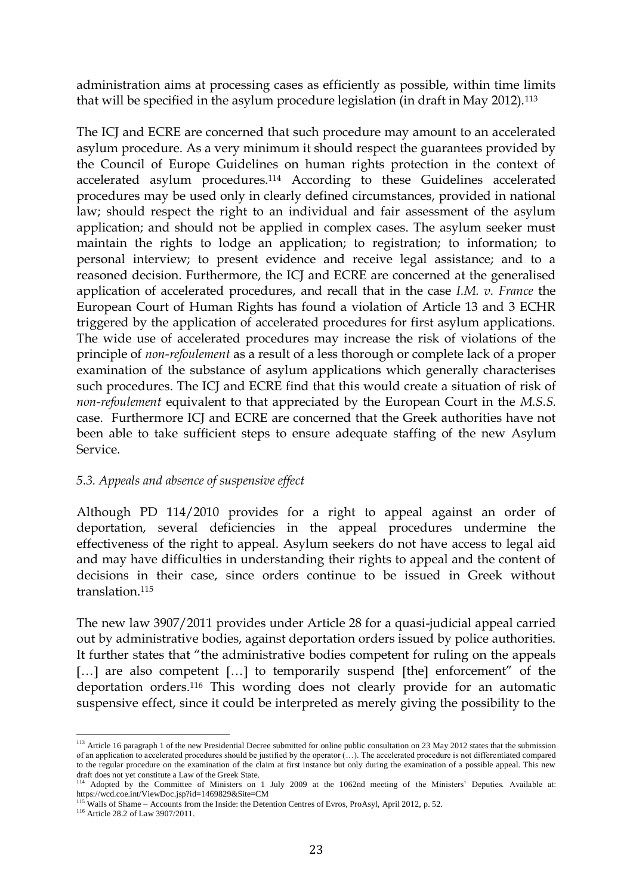administration aims at processing cases as efficiently as possible, within time limits that will be specified in the asylum procedure legislation (in draft in May 2012).[113]

The ICJ and ECRE are concerned that such procedure may amount to an accelerated asylum procedure. As a very minimum it should respect the guarantees provided by the Council of Europe Guidelines on human rights protection in the context of accelerated asylum procedures.[114] According to these Guidelines accelerated procedures may be used only in clearly defined circumstances, provided in national law; should respect the right to an individual and fair assessment of the asylum application; and should not be applied in complex cases. The asylum seeker must maintain the rights to lodge an application; to registration; to information; to personal interview; to present evidence and receive legal assistance; and to a reasoned decision. Furthermore, the ICJ and ECRE are concerned at the generalised application of accelerated procedures, and recall that in the case *I.M. v. France* the European Court of Human Rights has found a violation of Article 13 and 3 ECHR triggered by the application of accelerated procedures for first asylum applications. The wide use of accelerated procedures may increase the risk of violations of the principle of *non-refoulement* as a result of a less thorough or complete lack of a proper examination of the substance of asylum applications which generally characterises such procedures. The ICJ and ECRE find that this would create a situation of risk of *non-refoulement* equivalent to that appreciated by the European Court in the *M.S.S.* case. Furthermore ICJ and ECRE are concerned that the Greek authorities have not been able to take sufficient steps to ensure adequate staffing of the new Asylum Service.

### *5.3. Appeals and absence of suspensive effect*

Although PD 114/2010 provides for a right to appeal against an order of deportation, several deficiencies in the appeal procedures undermine the effectiveness of the right to appeal. Asylum seekers do not have access to legal aid and may have difficulties in understanding their rights to appeal and the content of decisions in their case, since orders continue to be issued in Greek without translation.[115]

The new law 3907/2011 provides under Article 28 for a quasi-judicial appeal carried out by administrative bodies, against deportation orders issued by police authorities. It further states that "the administrative bodies competent for ruling on the appeals […] are also competent […] to temporarily suspend [the] enforcement" of the deportation orders.[116] This wording does not clearly provide for an automatic suspensive effect, since it could be interpreted as merely giving the possibility to the

---

[113] Article 16 paragraph 1 of the new Presidential Decree submitted for online public consultation on 23 May 2012 states that the submission of an application to accelerated procedures should be justified by the operator (…). The accelerated procedure is not differentiated compared to the regular procedure on the examination of the claim at first instance but only during the examination of a possible appeal. This new draft does not yet constitute a Law of the Greek State.

[114] Adopted by the Committee of Ministers on 1 July 2009 at the 1062nd meeting of the Ministers' Deputies. Available at: https://wcd.coe.int/ViewDoc.jsp?id=1469829&Site=CM

[115] Walls of Shame – Accounts from the Inside: the Detention Centres of Evros, ProAsyl, April 2012, p. 52.

[116] Article 28.2 of Law 3907/2011.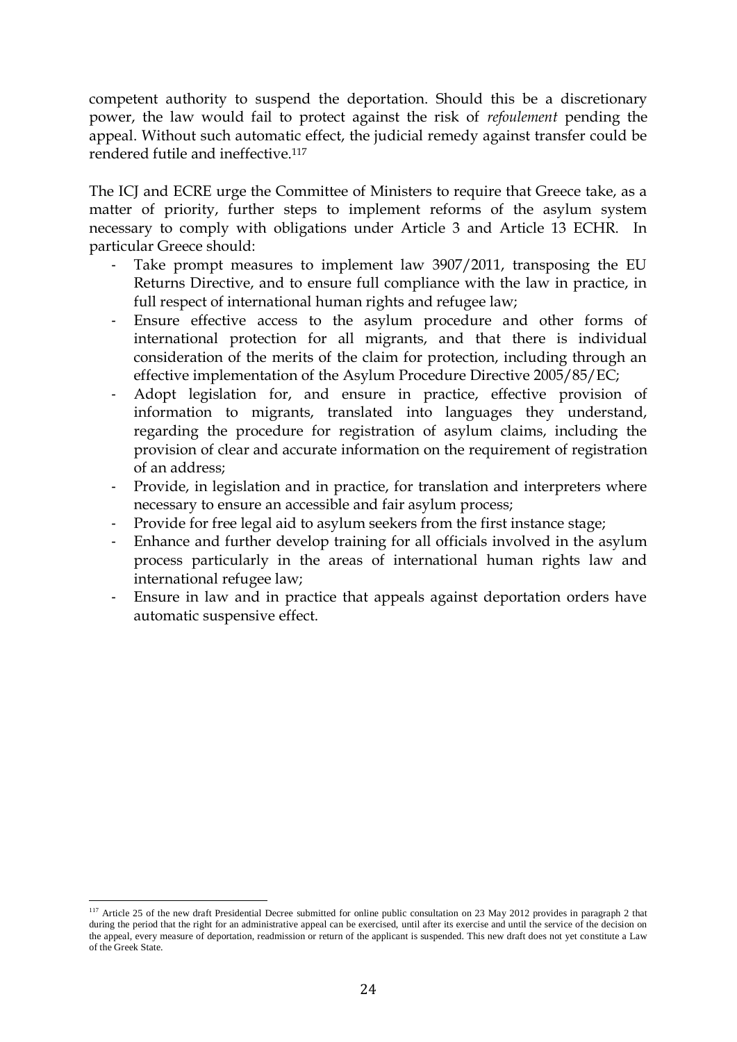competent authority to suspend the deportation. Should this be a discretionary power, the law would fail to protect against the risk of *refoulement* pending the appeal. Without such automatic effect, the judicial remedy against transfer could be rendered futile and ineffective.[117]

The ICJ and ECRE urge the Committee of Ministers to require that Greece take, as a matter of priority, further steps to implement reforms of the asylum system necessary to comply with obligations under Article 3 and Article 13 ECHR. In particular Greece should:

- Take prompt measures to implement law 3907/2011, transposing the EU Returns Directive, and to ensure full compliance with the law in practice, in full respect of international human rights and refugee law;
- Ensure effective access to the asylum procedure and other forms of international protection for all migrants, and that there is individual consideration of the merits of the claim for protection, including through an effective implementation of the Asylum Procedure Directive 2005/85/EC;
- Adopt legislation for, and ensure in practice, effective provision of information to migrants, translated into languages they understand, regarding the procedure for registration of asylum claims, including the provision of clear and accurate information on the requirement of registration of an address;
- Provide, in legislation and in practice, for translation and interpreters where necessary to ensure an accessible and fair asylum process;
- Provide for free legal aid to asylum seekers from the first instance stage;
- Enhance and further develop training for all officials involved in the asylum process particularly in the areas of international human rights law and international refugee law;
- Ensure in law and in practice that appeals against deportation orders have automatic suspensive effect.

[117] Article 25 of the new draft Presidential Decree submitted for online public consultation on 23 May 2012 provides in paragraph 2 that during the period that the right for an administrative appeal can be exercised, until after its exercise and until the service of the decision on the appeal, every measure of deportation, readmission or return of the applicant is suspended. This new draft does not yet constitute a Law of the Greek State.